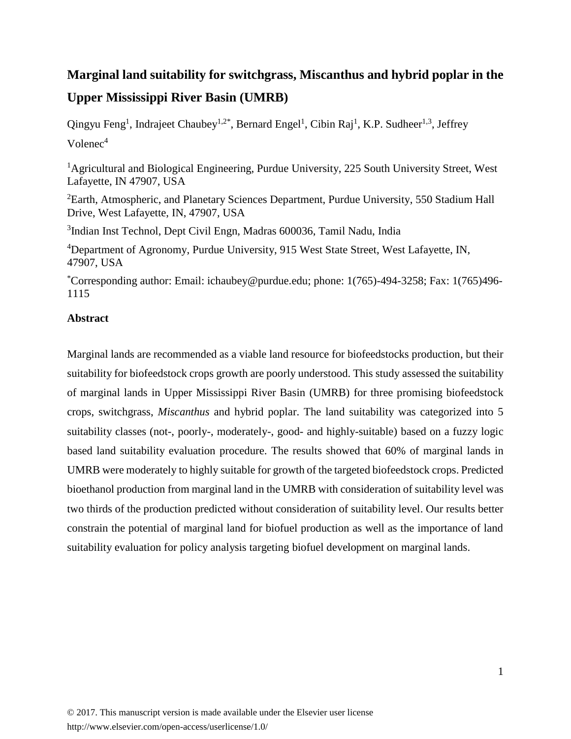# Marginal land suitability for switchgrass, Miscanthus and hybrid poplar in the Upper Mississippi River Basin (UMRB)

Qingyu Feng[1], Indrajeet Chaubey[1,2*], Bernard Engel[1], Cibin Raj[1], K.P. Sudheer[1,3], Jeffrey Volenec[4]

[1]Agricultural and Biological Engineering, Purdue University, 225 South University Street, West Lafayette, IN 47907, USA

[2]Earth, Atmospheric, and Planetary Sciences Department, Purdue University, 550 Stadium Hall Drive, West Lafayette, IN, 47907, USA

[3]Indian Inst Technol, Dept Civil Engn, Madras 600036, Tamil Nadu, India

[4]Department of Agronomy, Purdue University, 915 West State Street, West Lafayette, IN, 47907, USA

[*]Corresponding author: Email: ichaubey@purdue.edu; phone: 1(765)-494-3258; Fax: 1(765)496-1115

## Abstract

Marginal lands are recommended as a viable land resource for biofeedstocks production, but their suitability for biofeedstock crops growth are poorly understood. This study assessed the suitability of marginal lands in Upper Mississippi River Basin (UMRB) for three promising biofeedstock crops, switchgrass, *Miscanthus* and hybrid poplar. The land suitability was categorized into 5 suitability classes (not-, poorly-, moderately-, good- and highly-suitable) based on a fuzzy logic based land suitability evaluation procedure. The results showed that 60% of marginal lands in UMRB were moderately to highly suitable for growth of the targeted biofeedstock crops. Predicted bioethanol production from marginal land in the UMRB with consideration of suitability level was two thirds of the production predicted without consideration of suitability level. Our results better constrain the potential of marginal land for biofuel production as well as the importance of land suitability evaluation for policy analysis targeting biofuel development on marginal lands.

© 2017. This manuscript version is made available under the Elsevier user license http://www.elsevier.com/open-access/userlicense/1.0/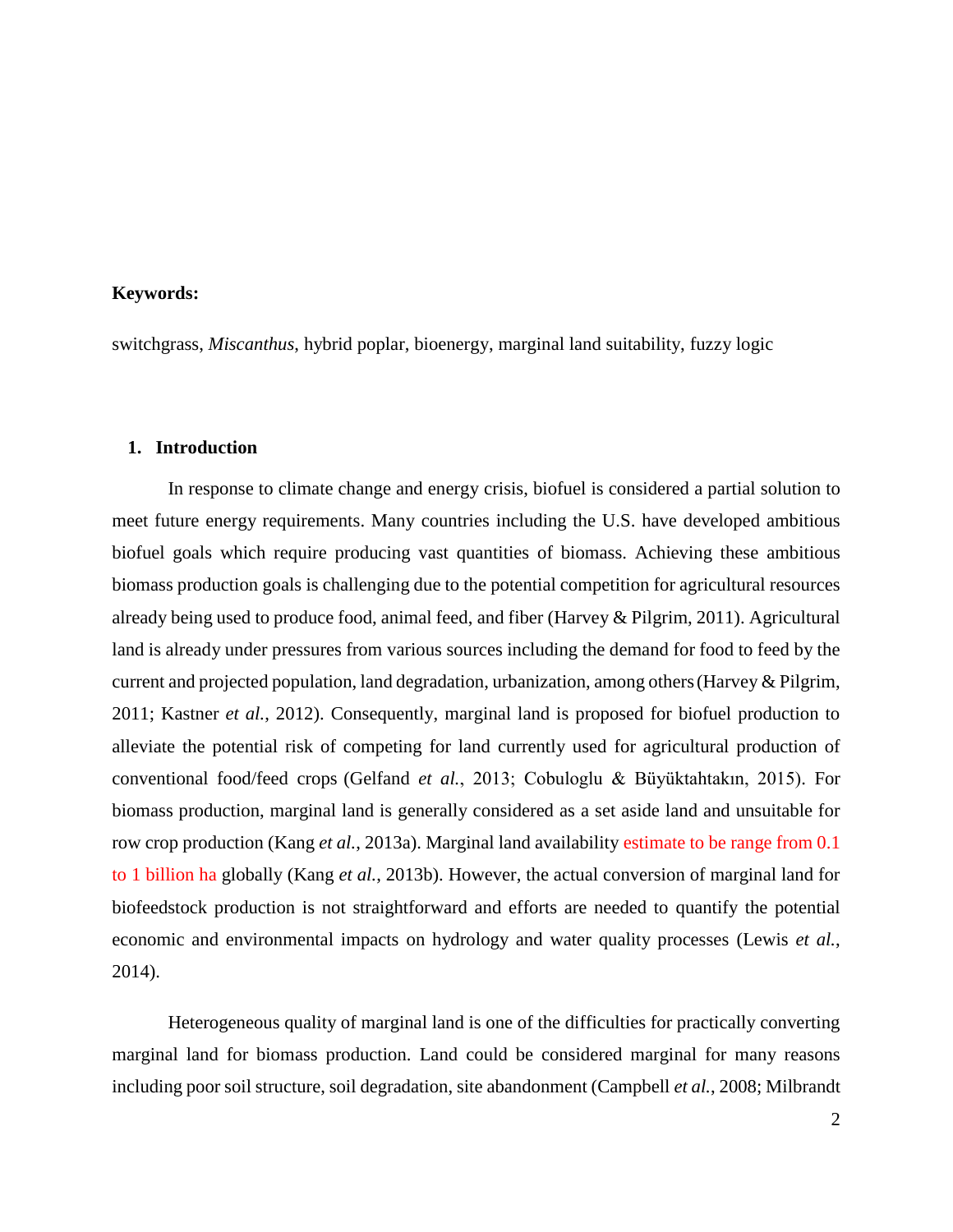**Keywords:**

switchgrass, *Miscanthus*, hybrid poplar, bioenergy, marginal land suitability, fuzzy logic

## 1. Introduction

In response to climate change and energy crisis, biofuel is considered a partial solution to meet future energy requirements. Many countries including the U.S. have developed ambitious biofuel goals which require producing vast quantities of biomass. Achieving these ambitious biomass production goals is challenging due to the potential competition for agricultural resources already being used to produce food, animal feed, and fiber (Harvey & Pilgrim, 2011). Agricultural land is already under pressures from various sources including the demand for food to feed by the current and projected population, land degradation, urbanization, among others (Harvey & Pilgrim, 2011; Kastner *et al.*, 2012). Consequently, marginal land is proposed for biofuel production to alleviate the potential risk of competing for land currently used for agricultural production of conventional food/feed crops (Gelfand *et al.*, 2013; Cobuloglu & Büyüktahtakın, 2015). For biomass production, marginal land is generally considered as a set aside land and unsuitable for row crop production (Kang *et al.*, 2013a). Marginal land availability estimate to be range from 0.1 to 1 billion ha globally (Kang *et al.*, 2013b). However, the actual conversion of marginal land for biofeedstock production is not straightforward and efforts are needed to quantify the potential economic and environmental impacts on hydrology and water quality processes (Lewis *et al.*, 2014).

Heterogeneous quality of marginal land is one of the difficulties for practically converting marginal land for biomass production. Land could be considered marginal for many reasons including poor soil structure, soil degradation, site abandonment (Campbell *et al.*, 2008; Milbrandt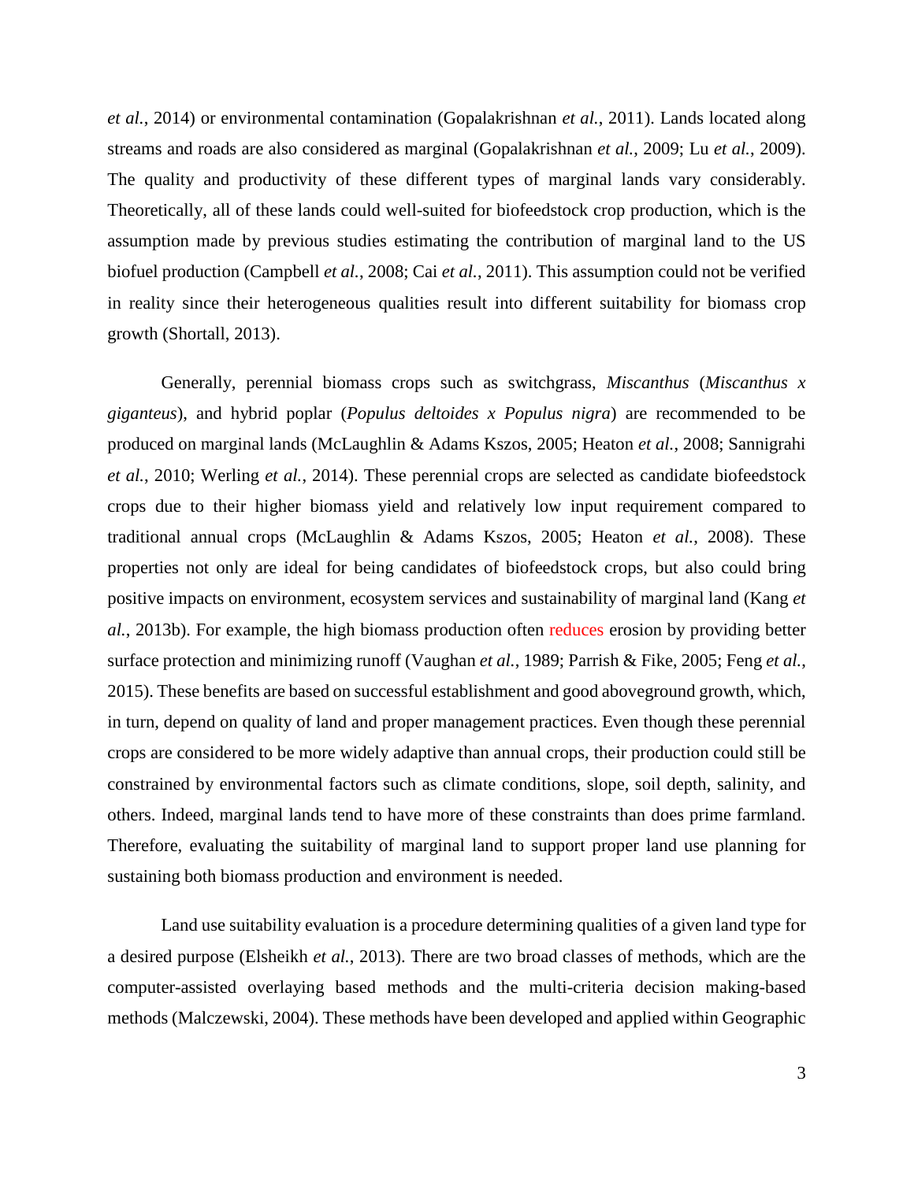*et al.*, 2014) or environmental contamination (Gopalakrishnan *et al.*, 2011). Lands located along streams and roads are also considered as marginal (Gopalakrishnan *et al.*, 2009; Lu *et al.*, 2009). The quality and productivity of these different types of marginal lands vary considerably. Theoretically, all of these lands could well-suited for biofeedstock crop production, which is the assumption made by previous studies estimating the contribution of marginal land to the US biofuel production (Campbell *et al.*, 2008; Cai *et al.*, 2011). This assumption could not be verified in reality since their heterogeneous qualities result into different suitability for biomass crop growth (Shortall, 2013).

Generally, perennial biomass crops such as switchgrass, *Miscanthus* (*Miscanthus x giganteus*), and hybrid poplar (*Populus deltoides x Populus nigra*) are recommended to be produced on marginal lands (McLaughlin & Adams Kszos, 2005; Heaton *et al.*, 2008; Sannigrahi *et al.*, 2010; Werling *et al.*, 2014). These perennial crops are selected as candidate biofeedstock crops due to their higher biomass yield and relatively low input requirement compared to traditional annual crops (McLaughlin & Adams Kszos, 2005; Heaton *et al.*, 2008). These properties not only are ideal for being candidates of biofeedstock crops, but also could bring positive impacts on environment, ecosystem services and sustainability of marginal land (Kang *et al.*, 2013b). For example, the high biomass production often reduces erosion by providing better surface protection and minimizing runoff (Vaughan *et al.*, 1989; Parrish & Fike, 2005; Feng *et al.*, 2015). These benefits are based on successful establishment and good aboveground growth, which, in turn, depend on quality of land and proper management practices. Even though these perennial crops are considered to be more widely adaptive than annual crops, their production could still be constrained by environmental factors such as climate conditions, slope, soil depth, salinity, and others. Indeed, marginal lands tend to have more of these constraints than does prime farmland. Therefore, evaluating the suitability of marginal land to support proper land use planning for sustaining both biomass production and environment is needed.

Land use suitability evaluation is a procedure determining qualities of a given land type for a desired purpose (Elsheikh *et al.*, 2013). There are two broad classes of methods, which are the computer-assisted overlaying based methods and the multi-criteria decision making-based methods (Malczewski, 2004). These methods have been developed and applied within Geographic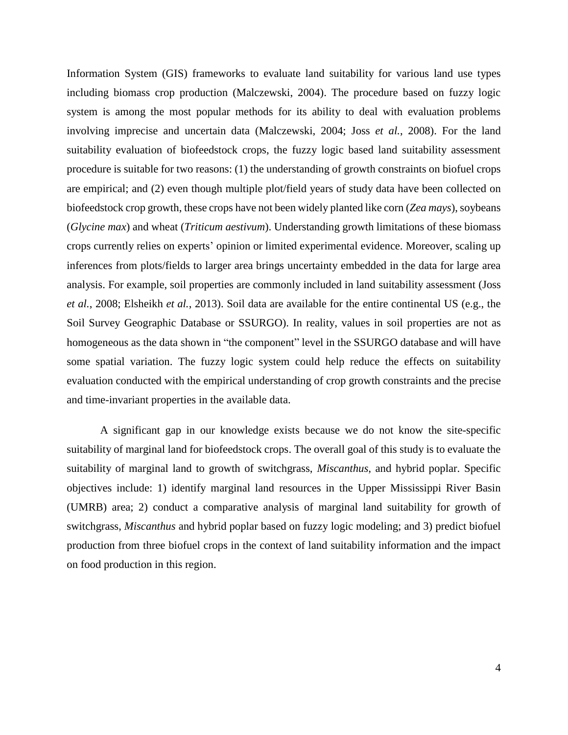Information System (GIS) frameworks to evaluate land suitability for various land use types including biomass crop production (Malczewski, 2004). The procedure based on fuzzy logic system is among the most popular methods for its ability to deal with evaluation problems involving imprecise and uncertain data (Malczewski, 2004; Joss *et al.*, 2008). For the land suitability evaluation of biofeedstock crops, the fuzzy logic based land suitability assessment procedure is suitable for two reasons: (1) the understanding of growth constraints on biofuel crops are empirical; and (2) even though multiple plot/field years of study data have been collected on biofeedstock crop growth, these crops have not been widely planted like corn (*Zea mays*), soybeans (*Glycine max*) and wheat (*Triticum aestivum*). Understanding growth limitations of these biomass crops currently relies on experts' opinion or limited experimental evidence. Moreover, scaling up inferences from plots/fields to larger area brings uncertainty embedded in the data for large area analysis. For example, soil properties are commonly included in land suitability assessment (Joss *et al.*, 2008; Elsheikh *et al.*, 2013). Soil data are available for the entire continental US (e.g., the Soil Survey Geographic Database or SSURGO). In reality, values in soil properties are not as homogeneous as the data shown in "the component" level in the SSURGO database and will have some spatial variation. The fuzzy logic system could help reduce the effects on suitability evaluation conducted with the empirical understanding of crop growth constraints and the precise and time-invariant properties in the available data.

A significant gap in our knowledge exists because we do not know the site-specific suitability of marginal land for biofeedstock crops. The overall goal of this study is to evaluate the suitability of marginal land to growth of switchgrass, *Miscanthus*, and hybrid poplar. Specific objectives include: 1) identify marginal land resources in the Upper Mississippi River Basin (UMRB) area; 2) conduct a comparative analysis of marginal land suitability for growth of switchgrass, *Miscanthus* and hybrid poplar based on fuzzy logic modeling; and 3) predict biofuel production from three biofuel crops in the context of land suitability information and the impact on food production in this region.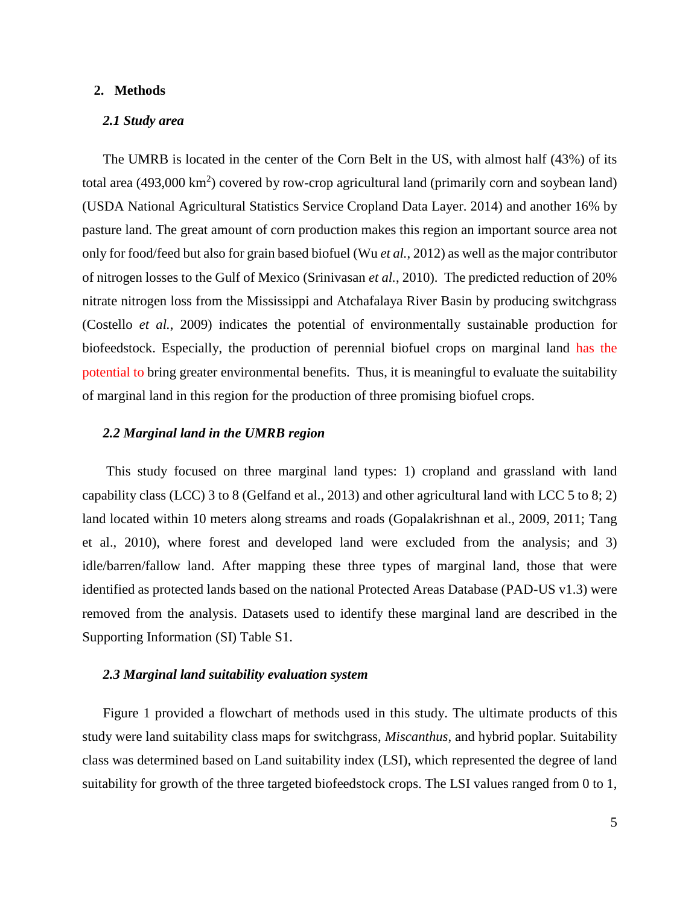## 2. Methods

### *2.1 Study area*

The UMRB is located in the center of the Corn Belt in the US, with almost half (43%) of its total area (493,000 $km^2$) covered by row-crop agricultural land (primarily corn and soybean land) (USDA National Agricultural Statistics Service Cropland Data Layer. 2014) and another 16% by pasture land. The great amount of corn production makes this region an important source area not only for food/feed but also for grain based biofuel (Wu *et al.*, 2012) as well as the major contributor of nitrogen losses to the Gulf of Mexico (Srinivasan *et al.*, 2010). The predicted reduction of 20% nitrate nitrogen loss from the Mississippi and Atchafalaya River Basin by producing switchgrass (Costello *et al.*, 2009) indicates the potential of environmentally sustainable production for biofeedstock. Especially, the production of perennial biofuel crops on marginal land has the potential to bring greater environmental benefits. Thus, it is meaningful to evaluate the suitability of marginal land in this region for the production of three promising biofuel crops.

### *2.2 Marginal land in the UMRB region*

This study focused on three marginal land types: 1) cropland and grassland with land capability class (LCC) 3 to 8 (Gelfand et al., 2013) and other agricultural land with LCC 5 to 8; 2) land located within 10 meters along streams and roads (Gopalakrishnan et al., 2009, 2011; Tang et al., 2010), where forest and developed land were excluded from the analysis; and 3) idle/barren/fallow land. After mapping these three types of marginal land, those that were identified as protected lands based on the national Protected Areas Database (PAD-US v1.3) were removed from the analysis. Datasets used to identify these marginal land are described in the Supporting Information (SI) Table S1.

### *2.3 Marginal land suitability evaluation system*

Figure 1 provided a flowchart of methods used in this study. The ultimate products of this study were land suitability class maps for switchgrass, *Miscanthus*, and hybrid poplar. Suitability class was determined based on Land suitability index (LSI), which represented the degree of land suitability for growth of the three targeted biofeedstock crops. The LSI values ranged from 0 to 1,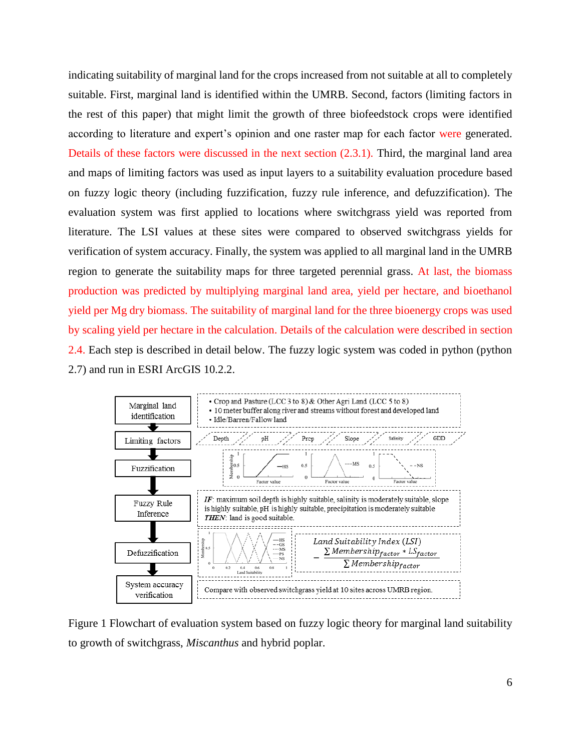indicating suitability of marginal land for the crops increased from not suitable at all to completely suitable. First, marginal land is identified within the UMRB. Second, factors (limiting factors in the rest of this paper) that might limit the growth of three biofeedstock crops were identified according to literature and expert's opinion and one raster map for each factor were generated. Details of these factors were discussed in the next section (2.3.1). Third, the marginal land area and maps of limiting factors was used as input layers to a suitability evaluation procedure based on fuzzy logic theory (including fuzzification, fuzzy rule inference, and defuzzification). The evaluation system was first applied to locations where switchgrass yield was reported from literature. The LSI values at these sites were compared to observed switchgrass yields for verification of system accuracy. Finally, the system was applied to all marginal land in the UMRB region to generate the suitability maps for three targeted perennial grass. At last, the biomass production was predicted by multiplying marginal land area, yield per hectare, and bioethanol yield per Mg dry biomass. The suitability of marginal land for the three bioenergy crops was used by scaling yield per hectare in the calculation. Details of the calculation were described in section 2.4. Each step is described in detail below. The fuzzy logic system was coded in python (python 2.7) and run in ESRI ArcGIS 10.2.2.

| Step | Details |
| --- | --- |
| Marginal land identification | • Crop and Pasture (LCC 3 to 8) & Other Agri Land (LCC 5 to 8)<br>• 10 meter buffer along river and streams without forest and developed land<br>• Idle/Barren/Fallow land |
| Limiting factors | Depth, pH, Prcp, Slope, Salinity, GDD |
| Fuzzification | Membership functions (HS, MS, NS) vs. Factor value |
| Fuzzy Rule Inference | *IF*: maximum soil depth is highly suitable, salinity is moderately suitable, slope is highly suitable, pH is highly suitable, precipitation is moderately suitable<br>***THEN***: land is good suitable. |
| Defuzzification | Membership functions (HS, GS, MS, PS, NS) vs. Land Suitability; $Land\ Suitability\ Index\ (LSI) = \frac{\sum Membership_{factor} * LS_{factor}}{\sum Membership_{factor}}$ |
| System accuracy verification | Compare with observed switchgrass yield at 10 sites across UMRB region. |

Figure 1 Flowchart of evaluation system based on fuzzy logic theory for marginal land suitability to growth of switchgrass, *Miscanthus* and hybrid poplar.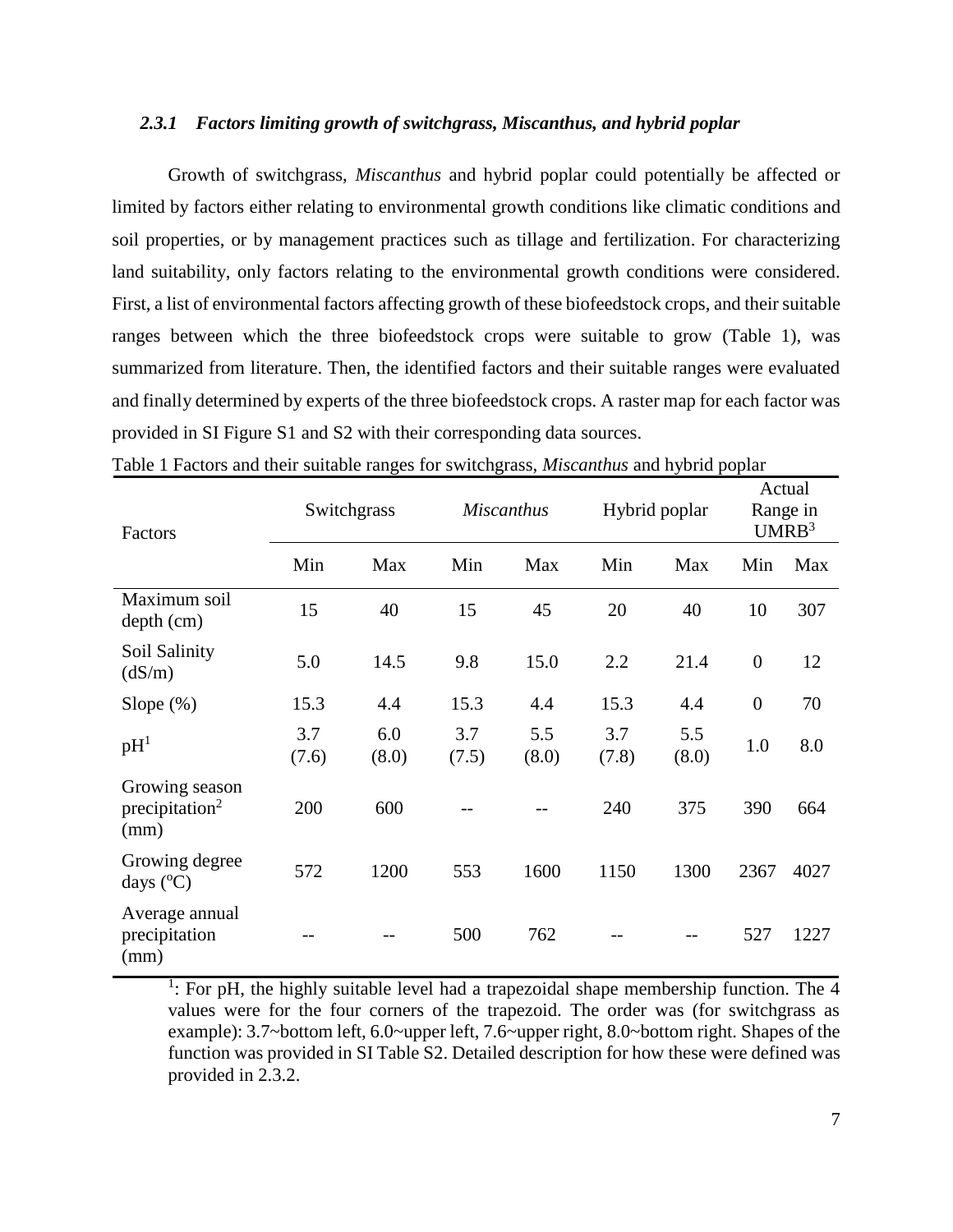### 2.3.1 *Factors limiting growth of switchgrass, Miscanthus, and hybrid poplar*

Growth of switchgrass, *Miscanthus* and hybrid poplar could potentially be affected or limited by factors either relating to environmental growth conditions like climatic conditions and soil properties, or by management practices such as tillage and fertilization. For characterizing land suitability, only factors relating to the environmental growth conditions were considered. First, a list of environmental factors affecting growth of these biofeedstock crops, and their suitable ranges between which the three biofeedstock crops were suitable to grow (Table 1), was summarized from literature. Then, the identified factors and their suitable ranges were evaluated and finally determined by experts of the three biofeedstock crops. A raster map for each factor was provided in SI Figure S1 and S2 with their corresponding data sources.

Table 1 Factors and their suitable ranges for switchgrass, *Miscanthus* and hybrid poplar

| Factors | Switchgrass | | *Miscanthus* | | Hybrid poplar | | Actual Range in UMRB[3] | |
|---|---|---|---|---|---|---|---|---|
| | Min | Max | Min | Max | Min | Max | Min | Max |
| Maximum soil depth (cm) | 15 | 40 | 15 | 45 | 20 | 40 | 10 | 307 |
| Soil Salinity (dS/m) | 5.0 | 14.5 | 9.8 | 15.0 | 2.2 | 21.4 | 0 | 12 |
| Slope (%) | 15.3 | 4.4 | 15.3 | 4.4 | 15.3 | 4.4 | 0 | 70 |
| pH[1] | 3.7 (7.6) | 6.0 (8.0) | 3.7 (7.5) | 5.5 (8.0) | 3.7 (7.8) | 5.5 (8.0) | 1.0 | 8.0 |
| Growing season precipitation[2] (mm) | 200 | 600 | -- | -- | 240 | 375 | 390 | 664 |
| Growing degree days (°C) | 572 | 1200 | 553 | 1600 | 1150 | 1300 | 2367 | 4027 |
| Average annual precipitation (mm) | -- | -- | 500 | 762 | -- | -- | 527 | 1227 |

[1]: For pH, the highly suitable level had a trapezoidal shape membership function. The 4 values were for the four corners of the trapezoid. The order was (for switchgrass as example): 3.7~bottom left, 6.0~upper left, 7.6~upper right, 8.0~bottom right. Shapes of the function was provided in SI Table S2. Detailed description for how these were defined was provided in 2.3.2.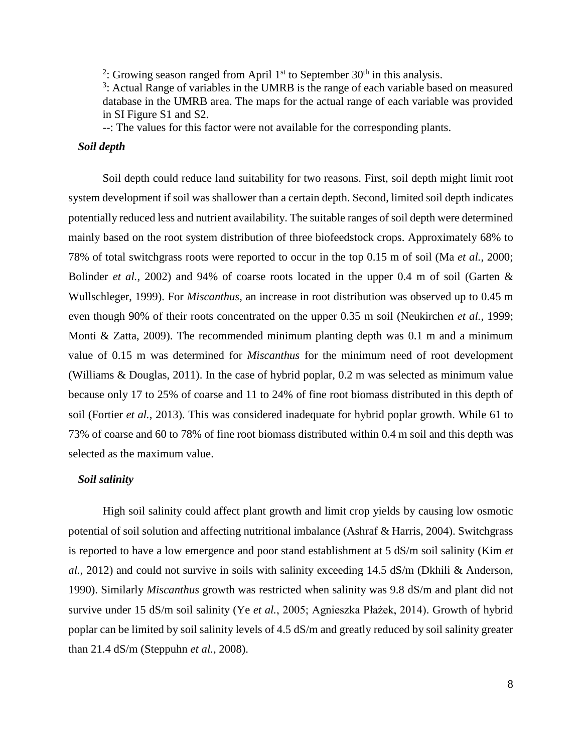[2]: Growing season ranged from April 1st to September 30th in this analysis.

[3]: Actual Range of variables in the UMRB is the range of each variable based on measured database in the UMRB area. The maps for the actual range of each variable was provided in SI Figure S1 and S2.

--: The values for this factor were not available for the corresponding plants.

### *Soil depth*

Soil depth could reduce land suitability for two reasons. First, soil depth might limit root system development if soil was shallower than a certain depth. Second, limited soil depth indicates potentially reduced less and nutrient availability. The suitable ranges of soil depth were determined mainly based on the root system distribution of three biofeedstock crops. Approximately 68% to 78% of total switchgrass roots were reported to occur in the top 0.15 m of soil (Ma *et al.*, 2000; Bolinder *et al.*, 2002) and 94% of coarse roots located in the upper 0.4 m of soil (Garten & Wullschleger, 1999). For *Miscanthus*, an increase in root distribution was observed up to 0.45 m even though 90% of their roots concentrated on the upper 0.35 m soil (Neukirchen *et al.*, 1999; Monti & Zatta, 2009). The recommended minimum planting depth was 0.1 m and a minimum value of 0.15 m was determined for *Miscanthus* for the minimum need of root development (Williams & Douglas, 2011). In the case of hybrid poplar, 0.2 m was selected as minimum value because only 17 to 25% of coarse and 11 to 24% of fine root biomass distributed in this depth of soil (Fortier *et al.*, 2013). This was considered inadequate for hybrid poplar growth. While 61 to 73% of coarse and 60 to 78% of fine root biomass distributed within 0.4 m soil and this depth was selected as the maximum value.

### *Soil salinity*

High soil salinity could affect plant growth and limit crop yields by causing low osmotic potential of soil solution and affecting nutritional imbalance (Ashraf & Harris, 2004). Switchgrass is reported to have a low emergence and poor stand establishment at 5 dS/m soil salinity (Kim *et al.*, 2012) and could not survive in soils with salinity exceeding 14.5 dS/m (Dkhili & Anderson, 1990). Similarly *Miscanthus* growth was restricted when salinity was 9.8 dS/m and plant did not survive under 15 dS/m soil salinity (Ye *et al.*, 2005; Agnieszka Płażek, 2014). Growth of hybrid poplar can be limited by soil salinity levels of 4.5 dS/m and greatly reduced by soil salinity greater than 21.4 dS/m (Steppuhn *et al.*, 2008).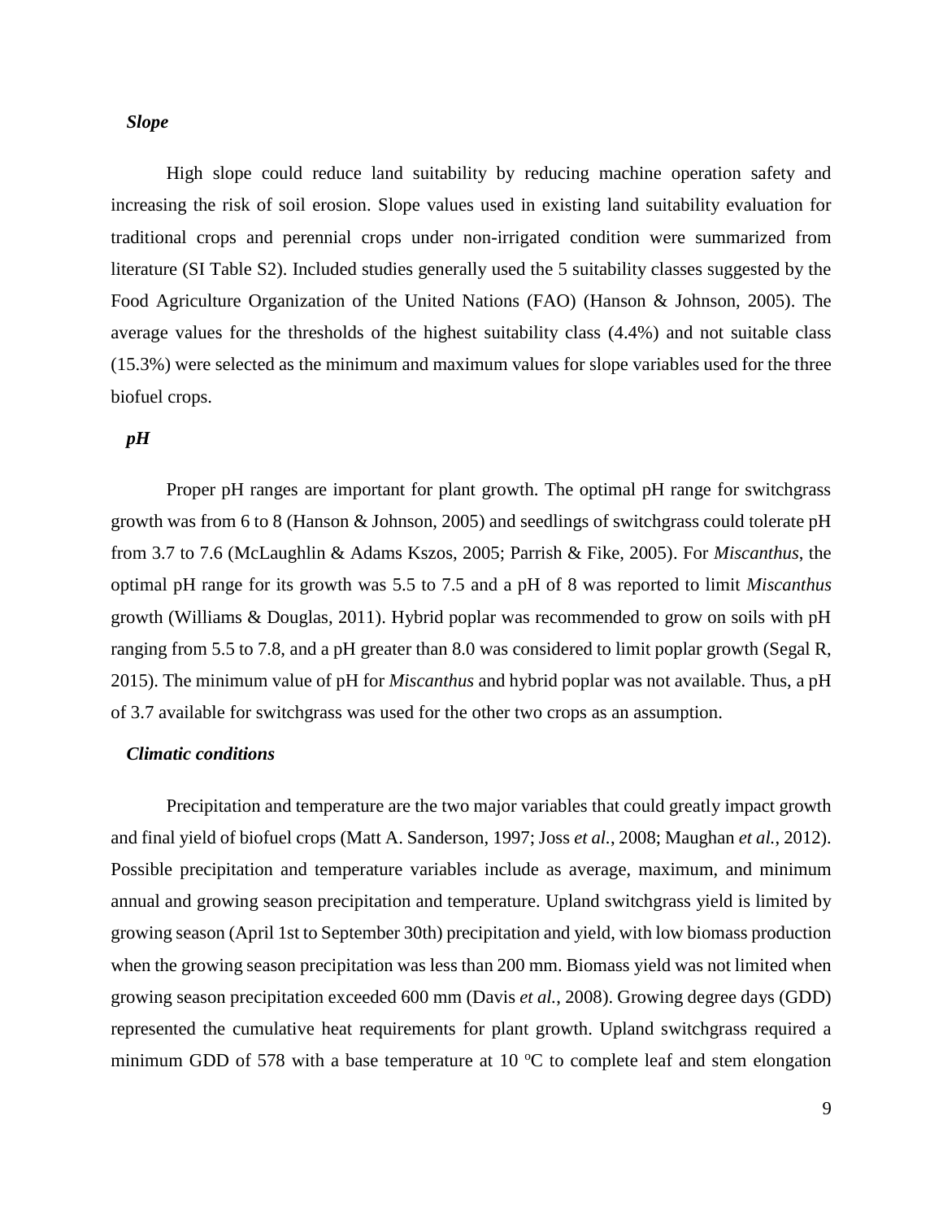### *Slope*

High slope could reduce land suitability by reducing machine operation safety and increasing the risk of soil erosion. Slope values used in existing land suitability evaluation for traditional crops and perennial crops under non-irrigated condition were summarized from literature (SI Table S2). Included studies generally used the 5 suitability classes suggested by the Food Agriculture Organization of the United Nations (FAO) (Hanson & Johnson, 2005). The average values for the thresholds of the highest suitability class (4.4%) and not suitable class (15.3%) were selected as the minimum and maximum values for slope variables used for the three biofuel crops.

### *pH*

Proper pH ranges are important for plant growth. The optimal pH range for switchgrass growth was from 6 to 8 (Hanson & Johnson, 2005) and seedlings of switchgrass could tolerate pH from 3.7 to 7.6 (McLaughlin & Adams Kszos, 2005; Parrish & Fike, 2005). For *Miscanthus*, the optimal pH range for its growth was 5.5 to 7.5 and a pH of 8 was reported to limit *Miscanthus* growth (Williams & Douglas, 2011). Hybrid poplar was recommended to grow on soils with pH ranging from 5.5 to 7.8, and a pH greater than 8.0 was considered to limit poplar growth (Segal R, 2015). The minimum value of pH for *Miscanthus* and hybrid poplar was not available. Thus, a pH of 3.7 available for switchgrass was used for the other two crops as an assumption.

### *Climatic conditions*

Precipitation and temperature are the two major variables that could greatly impact growth and final yield of biofuel crops (Matt A. Sanderson, 1997; Joss *et al.*, 2008; Maughan *et al.*, 2012). Possible precipitation and temperature variables include as average, maximum, and minimum annual and growing season precipitation and temperature. Upland switchgrass yield is limited by growing season (April 1st to September 30th) precipitation and yield, with low biomass production when the growing season precipitation was less than 200 mm. Biomass yield was not limited when growing season precipitation exceeded 600 mm (Davis *et al.*, 2008). Growing degree days (GDD) represented the cumulative heat requirements for plant growth. Upland switchgrass required a minimum GDD of 578 with a base temperature at 10 $^{o}$C to complete leaf and stem elongation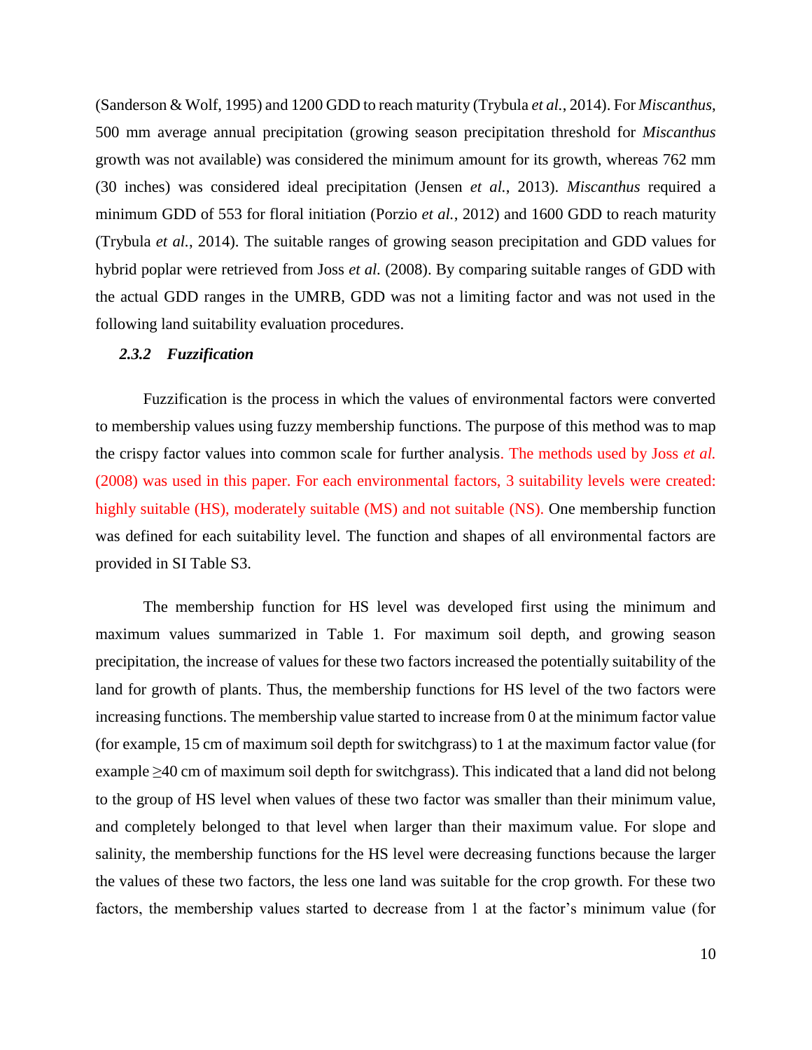(Sanderson & Wolf, 1995) and 1200 GDD to reach maturity (Trybula *et al.*, 2014). For *Miscanthus*, 500 mm average annual precipitation (growing season precipitation threshold for *Miscanthus* growth was not available) was considered the minimum amount for its growth, whereas 762 mm (30 inches) was considered ideal precipitation (Jensen *et al.*, 2013). *Miscanthus* required a minimum GDD of 553 for floral initiation (Porzio *et al.*, 2012) and 1600 GDD to reach maturity (Trybula *et al.*, 2014). The suitable ranges of growing season precipitation and GDD values for hybrid poplar were retrieved from Joss *et al.* (2008). By comparing suitable ranges of GDD with the actual GDD ranges in the UMRB, GDD was not a limiting factor and was not used in the following land suitability evaluation procedures.

### *2.3.2 Fuzzification*

Fuzzification is the process in which the values of environmental factors were converted to membership values using fuzzy membership functions. The purpose of this method was to map the crispy factor values into common scale for further analysis. The methods used by Joss *et al.* (2008) was used in this paper. For each environmental factors, 3 suitability levels were created: highly suitable (HS), moderately suitable (MS) and not suitable (NS). One membership function was defined for each suitability level. The function and shapes of all environmental factors are provided in SI Table S3.

The membership function for HS level was developed first using the minimum and maximum values summarized in Table 1. For maximum soil depth, and growing season precipitation, the increase of values for these two factors increased the potentially suitability of the land for growth of plants. Thus, the membership functions for HS level of the two factors were increasing functions. The membership value started to increase from 0 at the minimum factor value (for example, 15 cm of maximum soil depth for switchgrass) to 1 at the maximum factor value (for example ≥40 cm of maximum soil depth for switchgrass). This indicated that a land did not belong to the group of HS level when values of these two factor was smaller than their minimum value, and completely belonged to that level when larger than their maximum value. For slope and salinity, the membership functions for the HS level were decreasing functions because the larger the values of these two factors, the less one land was suitable for the crop growth. For these two factors, the membership values started to decrease from 1 at the factor's minimum value (for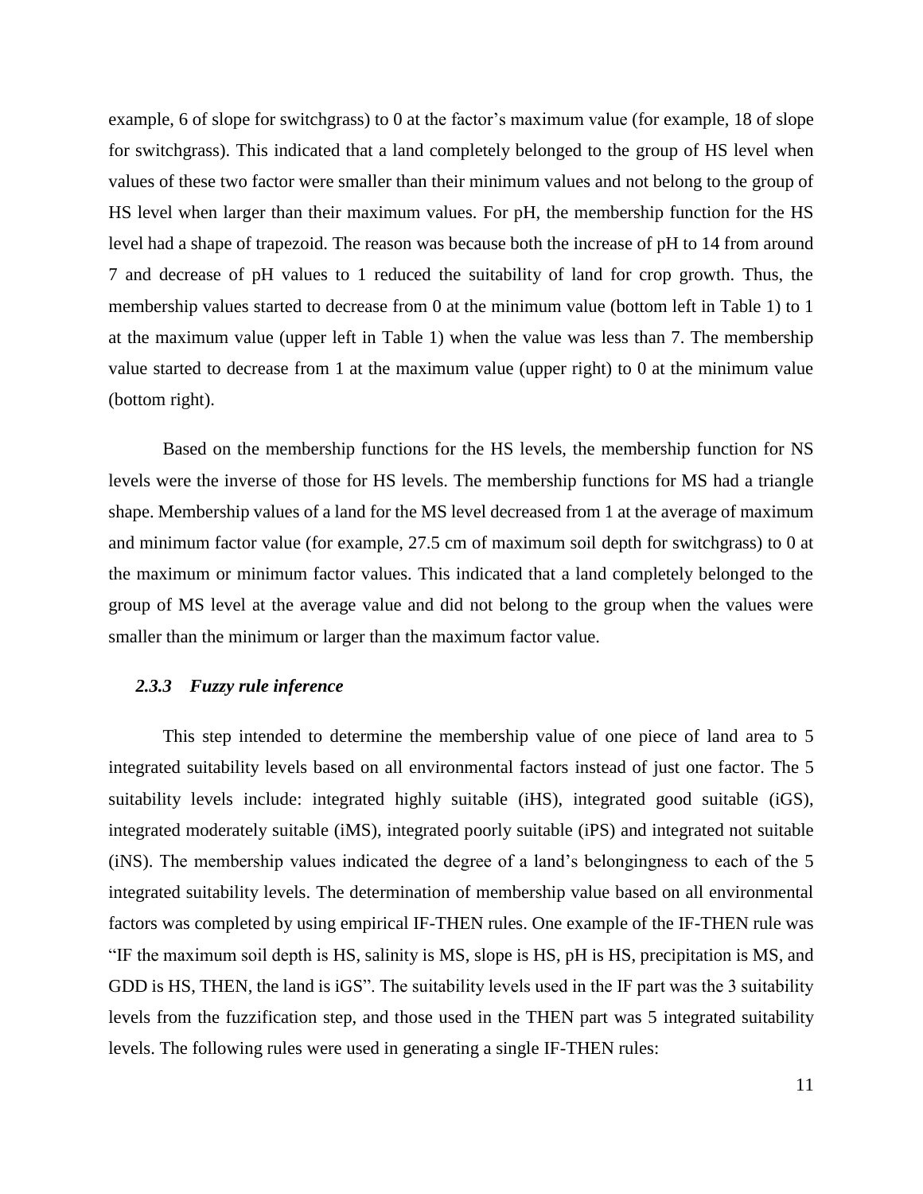example, 6 of slope for switchgrass) to 0 at the factor's maximum value (for example, 18 of slope for switchgrass). This indicated that a land completely belonged to the group of HS level when values of these two factor were smaller than their minimum values and not belong to the group of HS level when larger than their maximum values. For pH, the membership function for the HS level had a shape of trapezoid. The reason was because both the increase of pH to 14 from around 7 and decrease of pH values to 1 reduced the suitability of land for crop growth. Thus, the membership values started to decrease from 0 at the minimum value (bottom left in Table 1) to 1 at the maximum value (upper left in Table 1) when the value was less than 7. The membership value started to decrease from 1 at the maximum value (upper right) to 0 at the minimum value (bottom right).

Based on the membership functions for the HS levels, the membership function for NS levels were the inverse of those for HS levels. The membership functions for MS had a triangle shape. Membership values of a land for the MS level decreased from 1 at the average of maximum and minimum factor value (for example, 27.5 cm of maximum soil depth for switchgrass) to 0 at the maximum or minimum factor values. This indicated that a land completely belonged to the group of MS level at the average value and did not belong to the group when the values were smaller than the minimum or larger than the maximum factor value.

### *2.3.3 Fuzzy rule inference*

This step intended to determine the membership value of one piece of land area to 5 integrated suitability levels based on all environmental factors instead of just one factor. The 5 suitability levels include: integrated highly suitable (iHS), integrated good suitable (iGS), integrated moderately suitable (iMS), integrated poorly suitable (iPS) and integrated not suitable (iNS). The membership values indicated the degree of a land's belongingness to each of the 5 integrated suitability levels. The determination of membership value based on all environmental factors was completed by using empirical IF-THEN rules. One example of the IF-THEN rule was "IF the maximum soil depth is HS, salinity is MS, slope is HS, pH is HS, precipitation is MS, and GDD is HS, THEN, the land is iGS". The suitability levels used in the IF part was the 3 suitability levels from the fuzzification step, and those used in the THEN part was 5 integrated suitability levels. The following rules were used in generating a single IF-THEN rules: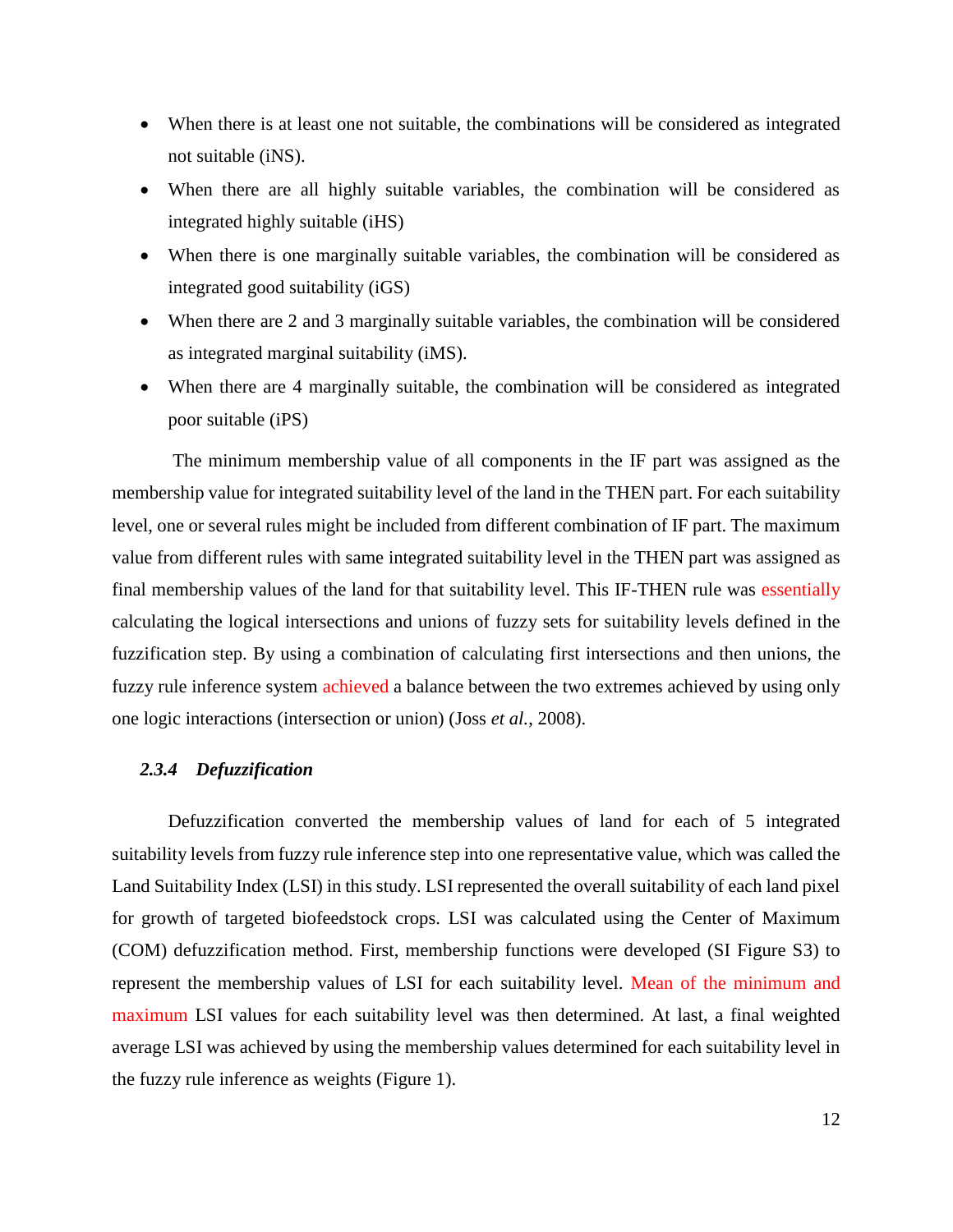- When there is at least one not suitable, the combinations will be considered as integrated not suitable (iNS).
- When there are all highly suitable variables, the combination will be considered as integrated highly suitable (iHS)
- When there is one marginally suitable variables, the combination will be considered as integrated good suitability (iGS)
- When there are 2 and 3 marginally suitable variables, the combination will be considered as integrated marginal suitability (iMS).
- When there are 4 marginally suitable, the combination will be considered as integrated poor suitable (iPS)

The minimum membership value of all components in the IF part was assigned as the membership value for integrated suitability level of the land in the THEN part. For each suitability level, one or several rules might be included from different combination of IF part. The maximum value from different rules with same integrated suitability level in the THEN part was assigned as final membership values of the land for that suitability level. This IF-THEN rule was essentially calculating the logical intersections and unions of fuzzy sets for suitability levels defined in the fuzzification step. By using a combination of calculating first intersections and then unions, the fuzzy rule inference system achieved a balance between the two extremes achieved by using only one logic interactions (intersection or union) (Joss *et al.*, 2008).

#### *2.3.4 Defuzzification*

Defuzzification converted the membership values of land for each of 5 integrated suitability levels from fuzzy rule inference step into one representative value, which was called the Land Suitability Index (LSI) in this study. LSI represented the overall suitability of each land pixel for growth of targeted biofeedstock crops. LSI was calculated using the Center of Maximum (COM) defuzzification method. First, membership functions were developed (SI Figure S3) to represent the membership values of LSI for each suitability level. Mean of the minimum and maximum LSI values for each suitability level was then determined. At last, a final weighted average LSI was achieved by using the membership values determined for each suitability level in the fuzzy rule inference as weights (Figure 1).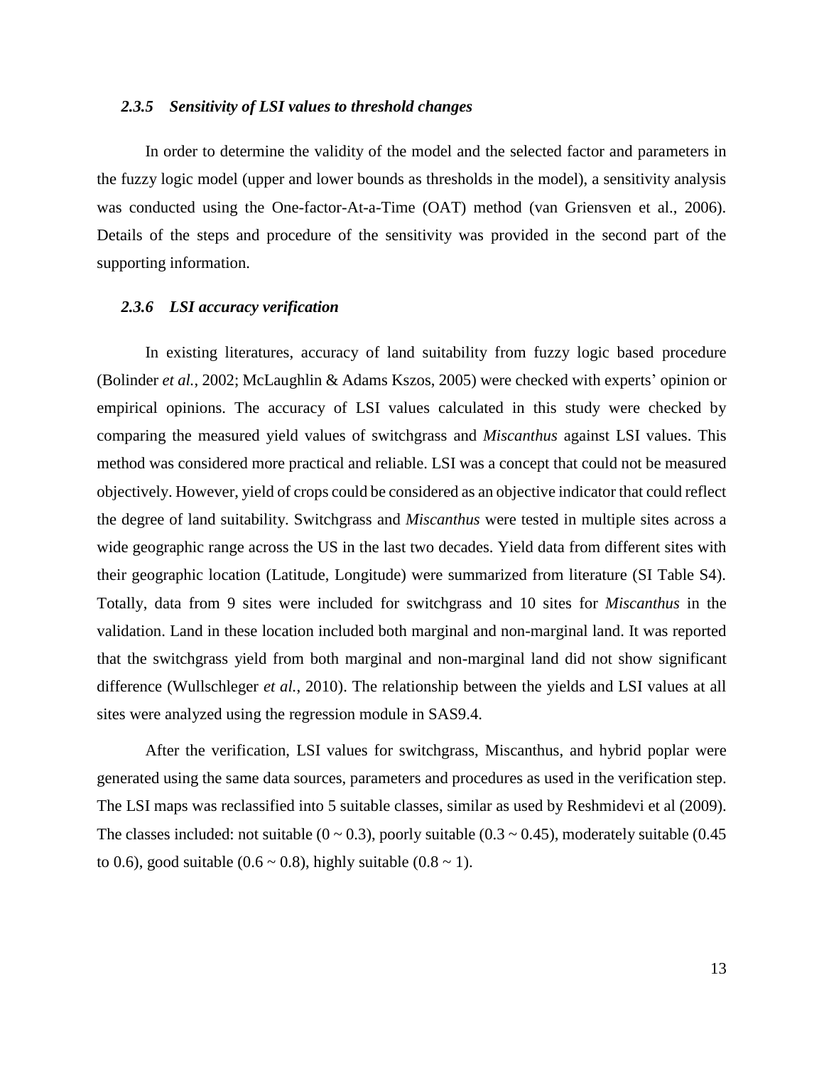### *2.3.5 Sensitivity of LSI values to threshold changes*

In order to determine the validity of the model and the selected factor and parameters in the fuzzy logic model (upper and lower bounds as thresholds in the model), a sensitivity analysis was conducted using the One-factor-At-a-Time (OAT) method (van Griensven et al., 2006). Details of the steps and procedure of the sensitivity was provided in the second part of the supporting information.

### *2.3.6 LSI accuracy verification*

In existing literatures, accuracy of land suitability from fuzzy logic based procedure (Bolinder *et al.*, 2002; McLaughlin & Adams Kszos, 2005) were checked with experts' opinion or empirical opinions. The accuracy of LSI values calculated in this study were checked by comparing the measured yield values of switchgrass and *Miscanthus* against LSI values. This method was considered more practical and reliable. LSI was a concept that could not be measured objectively. However, yield of crops could be considered as an objective indicator that could reflect the degree of land suitability. Switchgrass and *Miscanthus* were tested in multiple sites across a wide geographic range across the US in the last two decades. Yield data from different sites with their geographic location (Latitude, Longitude) were summarized from literature (SI Table S4). Totally, data from 9 sites were included for switchgrass and 10 sites for *Miscanthus* in the validation. Land in these location included both marginal and non-marginal land. It was reported that the switchgrass yield from both marginal and non-marginal land did not show significant difference (Wullschleger *et al.*, 2010). The relationship between the yields and LSI values at all sites were analyzed using the regression module in SAS9.4.

After the verification, LSI values for switchgrass, Miscanthus, and hybrid poplar were generated using the same data sources, parameters and procedures as used in the verification step. The LSI maps was reclassified into 5 suitable classes, similar as used by Reshmidevi et al (2009). The classes included: not suitable (0 ~ 0.3), poorly suitable (0.3 ~ 0.45), moderately suitable (0.45 to 0.6), good suitable (0.6 ~ 0.8), highly suitable (0.8 ~ 1).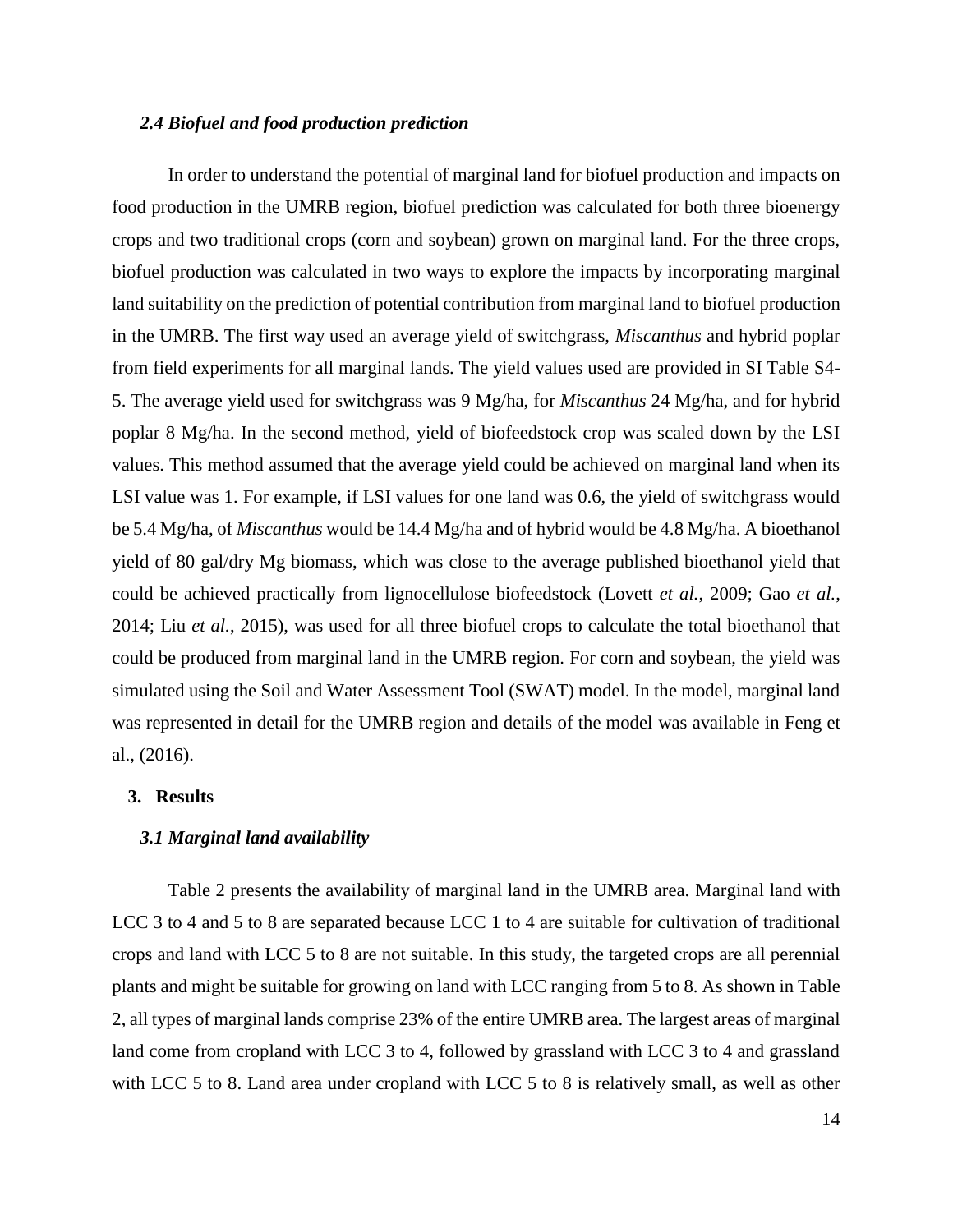### *2.4 Biofuel and food production prediction*

In order to understand the potential of marginal land for biofuel production and impacts on food production in the UMRB region, biofuel prediction was calculated for both three bioenergy crops and two traditional crops (corn and soybean) grown on marginal land. For the three crops, biofuel production was calculated in two ways to explore the impacts by incorporating marginal land suitability on the prediction of potential contribution from marginal land to biofuel production in the UMRB. The first way used an average yield of switchgrass, *Miscanthus* and hybrid poplar from field experiments for all marginal lands. The yield values used are provided in SI Table S4-5. The average yield used for switchgrass was 9 Mg/ha, for *Miscanthus* 24 Mg/ha, and for hybrid poplar 8 Mg/ha. In the second method, yield of biofeedstock crop was scaled down by the LSI values. This method assumed that the average yield could be achieved on marginal land when its LSI value was 1. For example, if LSI values for one land was 0.6, the yield of switchgrass would be 5.4 Mg/ha, of *Miscanthus* would be 14.4 Mg/ha and of hybrid would be 4.8 Mg/ha. A bioethanol yield of 80 gal/dry Mg biomass, which was close to the average published bioethanol yield that could be achieved practically from lignocellulose biofeedstock (Lovett *et al.*, 2009; Gao *et al.*, 2014; Liu *et al.*, 2015), was used for all three biofuel crops to calculate the total bioethanol that could be produced from marginal land in the UMRB region. For corn and soybean, the yield was simulated using the Soil and Water Assessment Tool (SWAT) model. In the model, marginal land was represented in detail for the UMRB region and details of the model was available in Feng et al., (2016).

## 3. Results

### *3.1 Marginal land availability*

Table 2 presents the availability of marginal land in the UMRB area. Marginal land with LCC 3 to 4 and 5 to 8 are separated because LCC 1 to 4 are suitable for cultivation of traditional crops and land with LCC 5 to 8 are not suitable. In this study, the targeted crops are all perennial plants and might be suitable for growing on land with LCC ranging from 5 to 8. As shown in Table 2, all types of marginal lands comprise 23% of the entire UMRB area. The largest areas of marginal land come from cropland with LCC 3 to 4, followed by grassland with LCC 3 to 4 and grassland with LCC 5 to 8. Land area under cropland with LCC 5 to 8 is relatively small, as well as other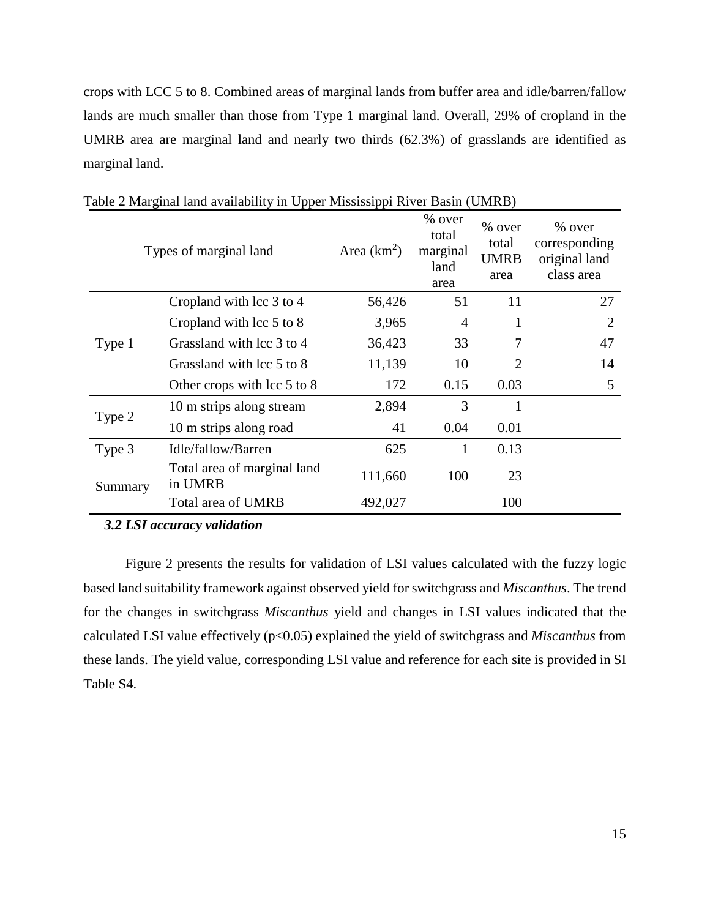crops with LCC 5 to 8. Combined areas of marginal lands from buffer area and idle/barren/fallow lands are much smaller than those from Type 1 marginal land. Overall, 29% of cropland in the UMRB area are marginal land and nearly two thirds (62.3%) of grasslands are identified as marginal land.

Table 2 Marginal land availability in Upper Mississippi River Basin (UMRB)

| Types of marginal land | | Area ($km^2$) | % over total marginal land area | % over total UMRB area | % over corresponding original land class area |
|---|---|---|---|---|---|
| Type 1 | Cropland with lcc 3 to 4 | 56,426 | 51 | 11 | 27 |
| | Cropland with lcc 5 to 8 | 3,965 | 4 | 1 | 2 |
| | Grassland with lcc 3 to 4 | 36,423 | 33 | 7 | 47 |
| | Grassland with lcc 5 to 8 | 11,139 | 10 | 2 | 14 |
| | Other crops with lcc 5 to 8 | 172 | 0.15 | 0.03 | 5 |
| Type 2 | 10 m strips along stream | 2,894 | 3 | 1 | |
| | 10 m strips along road | 41 | 0.04 | 0.01 | |
| Type 3 | Idle/fallow/Barren | 625 | 1 | 0.13 | |
| Summary | Total area of marginal land in UMRB | 111,660 | 100 | 23 | |
| | Total area of UMRB | 492,027 | | 100 | |

### *3.2 LSI accuracy validation*

Figure 2 presents the results for validation of LSI values calculated with the fuzzy logic based land suitability framework against observed yield for switchgrass and *Miscanthus*. The trend for the changes in switchgrass *Miscanthus* yield and changes in LSI values indicated that the calculated LSI value effectively ($p<0.05$) explained the yield of switchgrass and *Miscanthus* from these lands. The yield value, corresponding LSI value and reference for each site is provided in SI Table S4.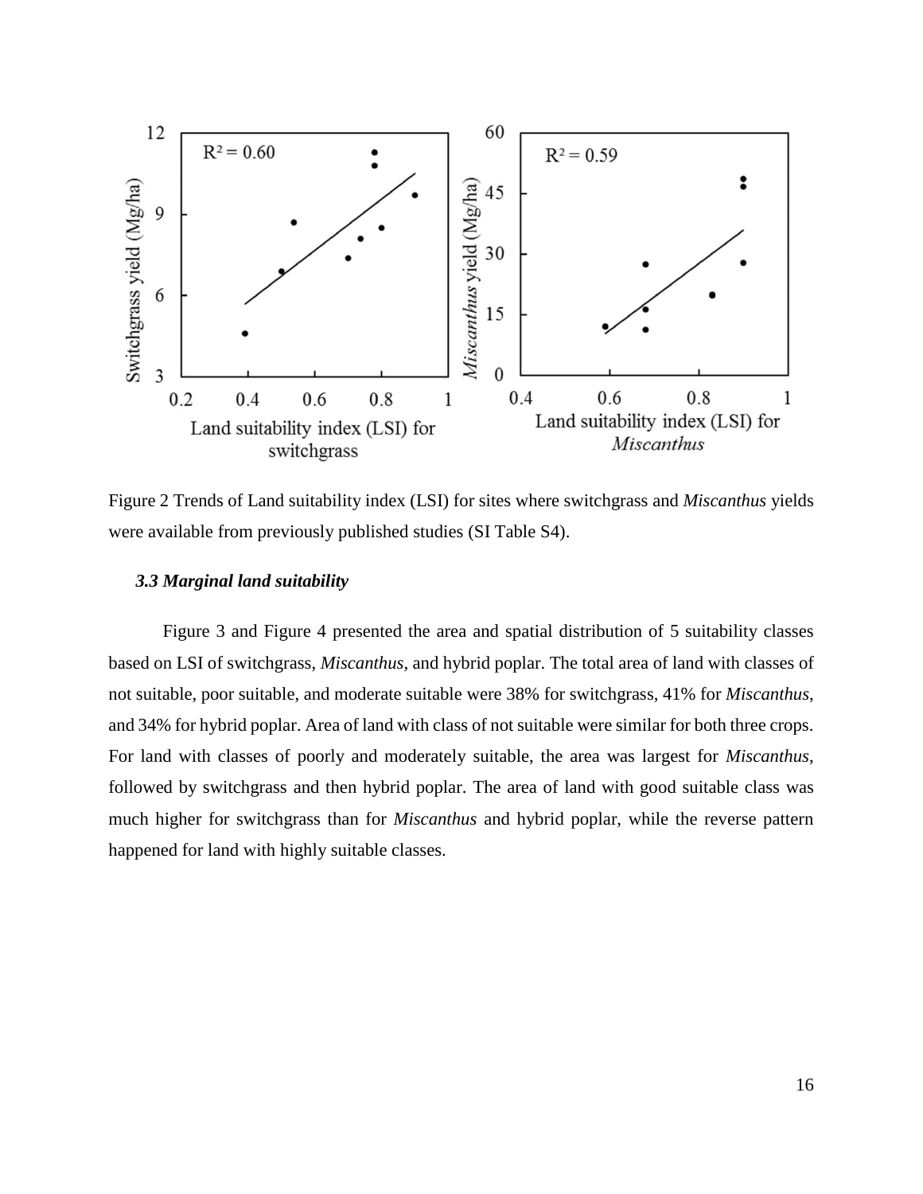Figure 2 Trends of Land suitability index (LSI) for sites where switchgrass and *Miscanthus* yields were available from previously published studies (SI Table S4).

### *3.3 Marginal land suitability*

Figure 3 and Figure 4 presented the area and spatial distribution of 5 suitability classes based on LSI of switchgrass, *Miscanthus*, and hybrid poplar. The total area of land with classes of not suitable, poor suitable, and moderate suitable were 38% for switchgrass, 41% for *Miscanthus*, and 34% for hybrid poplar. Area of land with class of not suitable were similar for both three crops. For land with classes of poorly and moderately suitable, the area was largest for *Miscanthus*, followed by switchgrass and then hybrid poplar. The area of land with good suitable class was much higher for switchgrass than for *Miscanthus* and hybrid poplar, while the reverse pattern happened for land with highly suitable classes.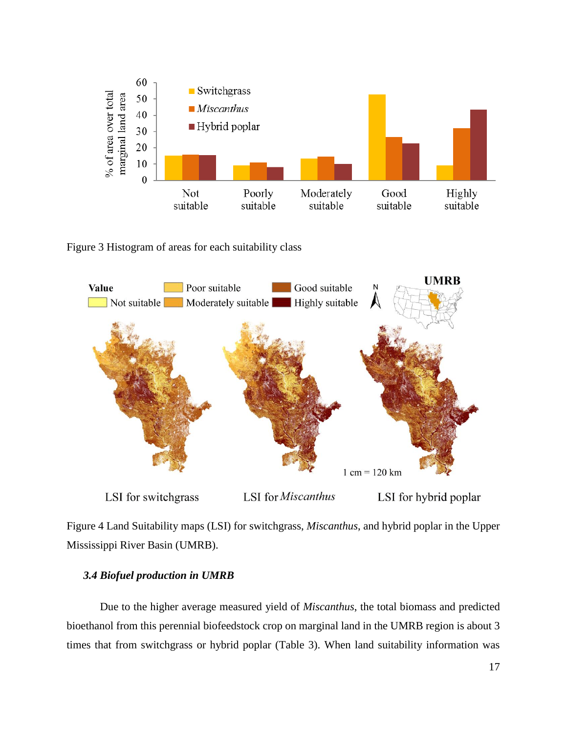Figure 3 Histogram of areas for each suitability class

Figure 4 Land Suitability maps (LSI) for switchgrass, *Miscanthus*, and hybrid poplar in the Upper Mississippi River Basin (UMRB).

### *3.4 Biofuel production in UMRB*

Due to the higher average measured yield of *Miscanthus*, the total biomass and predicted bioethanol from this perennial biofeedstock crop on marginal land in the UMRB region is about 3 times that from switchgrass or hybrid poplar (Table 3). When land suitability information was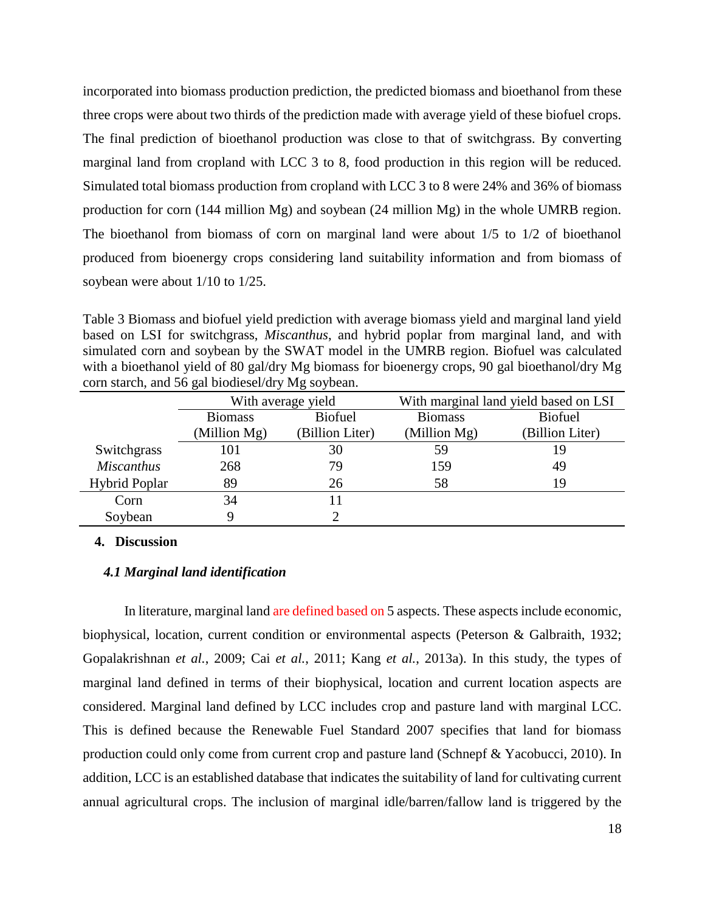incorporated into biomass production prediction, the predicted biomass and bioethanol from these three crops were about two thirds of the prediction made with average yield of these biofuel crops. The final prediction of bioethanol production was close to that of switchgrass. By converting marginal land from cropland with LCC 3 to 8, food production in this region will be reduced. Simulated total biomass production from cropland with LCC 3 to 8 were 24% and 36% of biomass production for corn (144 million Mg) and soybean (24 million Mg) in the whole UMRB region. The bioethanol from biomass of corn on marginal land were about 1/5 to 1/2 of bioethanol produced from bioenergy crops considering land suitability information and from biomass of soybean were about 1/10 to 1/25.

Table 3 Biomass and biofuel yield prediction with average biomass yield and marginal land yield based on LSI for switchgrass, *Miscanthus*, and hybrid poplar from marginal land, and with simulated corn and soybean by the SWAT model in the UMRB region. Biofuel was calculated with a bioethanol yield of 80 gal/dry Mg biomass for bioenergy crops, 90 gal bioethanol/dry Mg corn starch, and 56 gal biodiesel/dry Mg soybean.

| | With average yield | | With marginal land yield based on LSI | |
|---|---|---|---|---|
| | Biomass (Million Mg) | Biofuel (Billion Liter) | Biomass (Million Mg) | Biofuel (Billion Liter) |
| Switchgrass | 101 | 30 | 59 | 19 |
| *Miscanthus* | 268 | 79 | 159 | 49 |
| Hybrid Poplar | 89 | 26 | 58 | 19 |
| Corn | 34 | 11 | | |
| Soybean | 9 | 2 | | |

## 4. Discussion

### *4.1 Marginal land identification*

In literature, marginal land are defined based on 5 aspects. These aspects include economic, biophysical, location, current condition or environmental aspects (Peterson & Galbraith, 1932; Gopalakrishnan *et al.*, 2009; Cai *et al.*, 2011; Kang *et al.*, 2013a). In this study, the types of marginal land defined in terms of their biophysical, location and current location aspects are considered. Marginal land defined by LCC includes crop and pasture land with marginal LCC. This is defined because the Renewable Fuel Standard 2007 specifies that land for biomass production could only come from current crop and pasture land (Schnepf & Yacobucci, 2010). In addition, LCC is an established database that indicates the suitability of land for cultivating current annual agricultural crops. The inclusion of marginal idle/barren/fallow land is triggered by the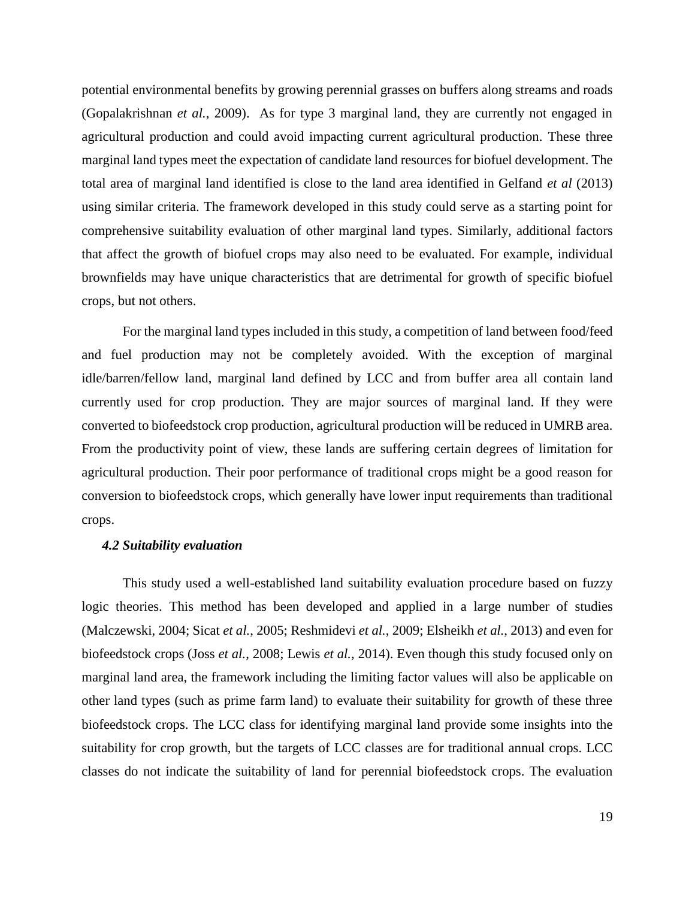potential environmental benefits by growing perennial grasses on buffers along streams and roads (Gopalakrishnan *et al.*, 2009). As for type 3 marginal land, they are currently not engaged in agricultural production and could avoid impacting current agricultural production. These three marginal land types meet the expectation of candidate land resources for biofuel development. The total area of marginal land identified is close to the land area identified in Gelfand *et al* (2013) using similar criteria. The framework developed in this study could serve as a starting point for comprehensive suitability evaluation of other marginal land types. Similarly, additional factors that affect the growth of biofuel crops may also need to be evaluated. For example, individual brownfields may have unique characteristics that are detrimental for growth of specific biofuel crops, but not others.

For the marginal land types included in this study, a competition of land between food/feed and fuel production may not be completely avoided. With the exception of marginal idle/barren/fellow land, marginal land defined by LCC and from buffer area all contain land currently used for crop production. They are major sources of marginal land. If they were converted to biofeedstock crop production, agricultural production will be reduced in UMRB area. From the productivity point of view, these lands are suffering certain degrees of limitation for agricultural production. Their poor performance of traditional crops might be a good reason for conversion to biofeedstock crops, which generally have lower input requirements than traditional crops.

### *4.2 Suitability evaluation*

This study used a well-established land suitability evaluation procedure based on fuzzy logic theories. This method has been developed and applied in a large number of studies (Malczewski, 2004; Sicat *et al.*, 2005; Reshmidevi *et al.*, 2009; Elsheikh *et al.*, 2013) and even for biofeedstock crops (Joss *et al.*, 2008; Lewis *et al.*, 2014). Even though this study focused only on marginal land area, the framework including the limiting factor values will also be applicable on other land types (such as prime farm land) to evaluate their suitability for growth of these three biofeedstock crops. The LCC class for identifying marginal land provide some insights into the suitability for crop growth, but the targets of LCC classes are for traditional annual crops. LCC classes do not indicate the suitability of land for perennial biofeedstock crops. The evaluation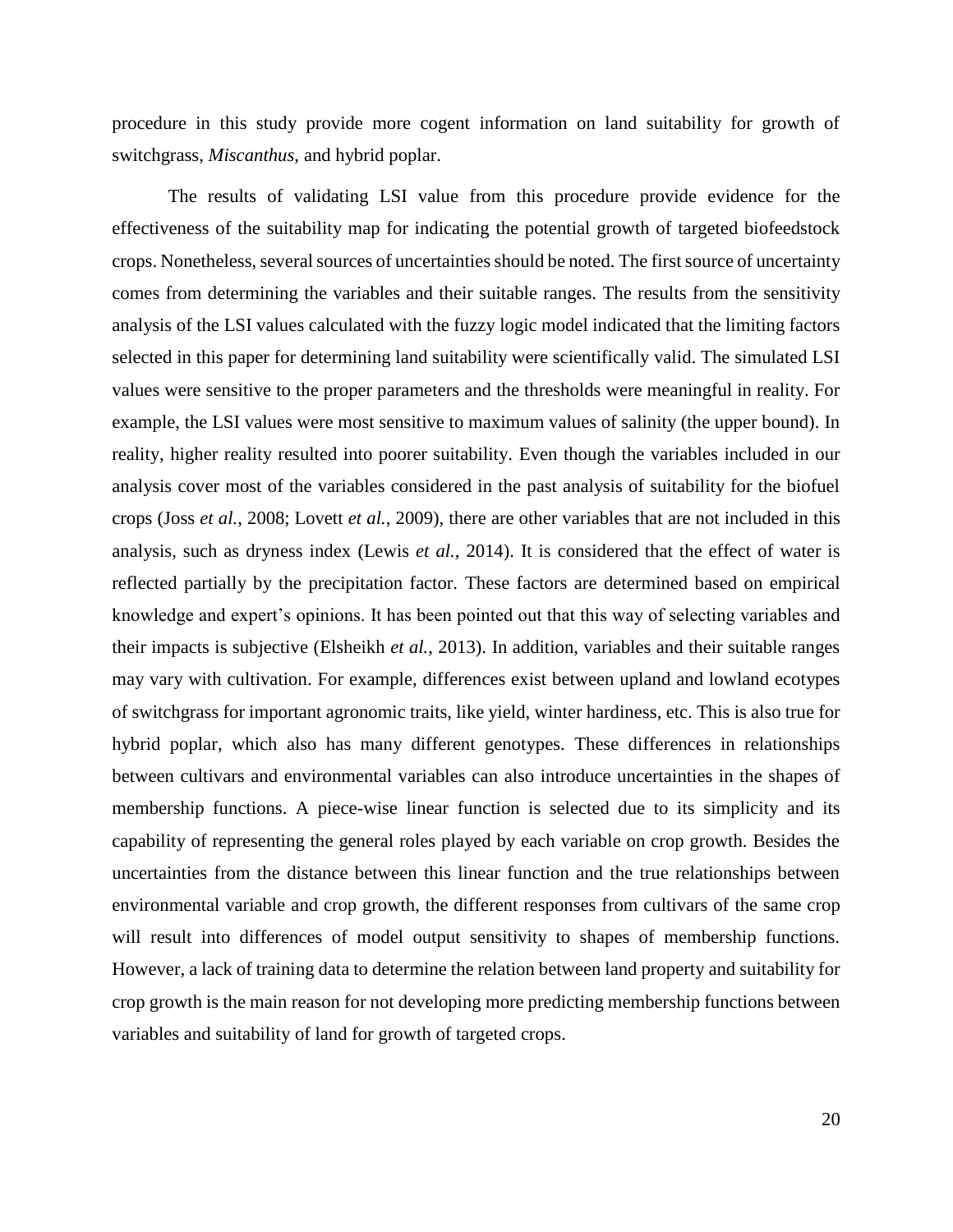procedure in this study provide more cogent information on land suitability for growth of switchgrass, *Miscanthus*, and hybrid poplar.

The results of validating LSI value from this procedure provide evidence for the effectiveness of the suitability map for indicating the potential growth of targeted biofeedstock crops. Nonetheless, several sources of uncertainties should be noted. The first source of uncertainty comes from determining the variables and their suitable ranges. The results from the sensitivity analysis of the LSI values calculated with the fuzzy logic model indicated that the limiting factors selected in this paper for determining land suitability were scientifically valid. The simulated LSI values were sensitive to the proper parameters and the thresholds were meaningful in reality. For example, the LSI values were most sensitive to maximum values of salinity (the upper bound). In reality, higher reality resulted into poorer suitability. Even though the variables included in our analysis cover most of the variables considered in the past analysis of suitability for the biofuel crops (Joss *et al.*, 2008; Lovett *et al.*, 2009), there are other variables that are not included in this analysis, such as dryness index (Lewis *et al.*, 2014). It is considered that the effect of water is reflected partially by the precipitation factor. These factors are determined based on empirical knowledge and expert's opinions. It has been pointed out that this way of selecting variables and their impacts is subjective (Elsheikh *et al.*, 2013). In addition, variables and their suitable ranges may vary with cultivation. For example, differences exist between upland and lowland ecotypes of switchgrass for important agronomic traits, like yield, winter hardiness, etc. This is also true for hybrid poplar, which also has many different genotypes. These differences in relationships between cultivars and environmental variables can also introduce uncertainties in the shapes of membership functions. A piece-wise linear function is selected due to its simplicity and its capability of representing the general roles played by each variable on crop growth. Besides the uncertainties from the distance between this linear function and the true relationships between environmental variable and crop growth, the different responses from cultivars of the same crop will result into differences of model output sensitivity to shapes of membership functions. However, a lack of training data to determine the relation between land property and suitability for crop growth is the main reason for not developing more predicting membership functions between variables and suitability of land for growth of targeted crops.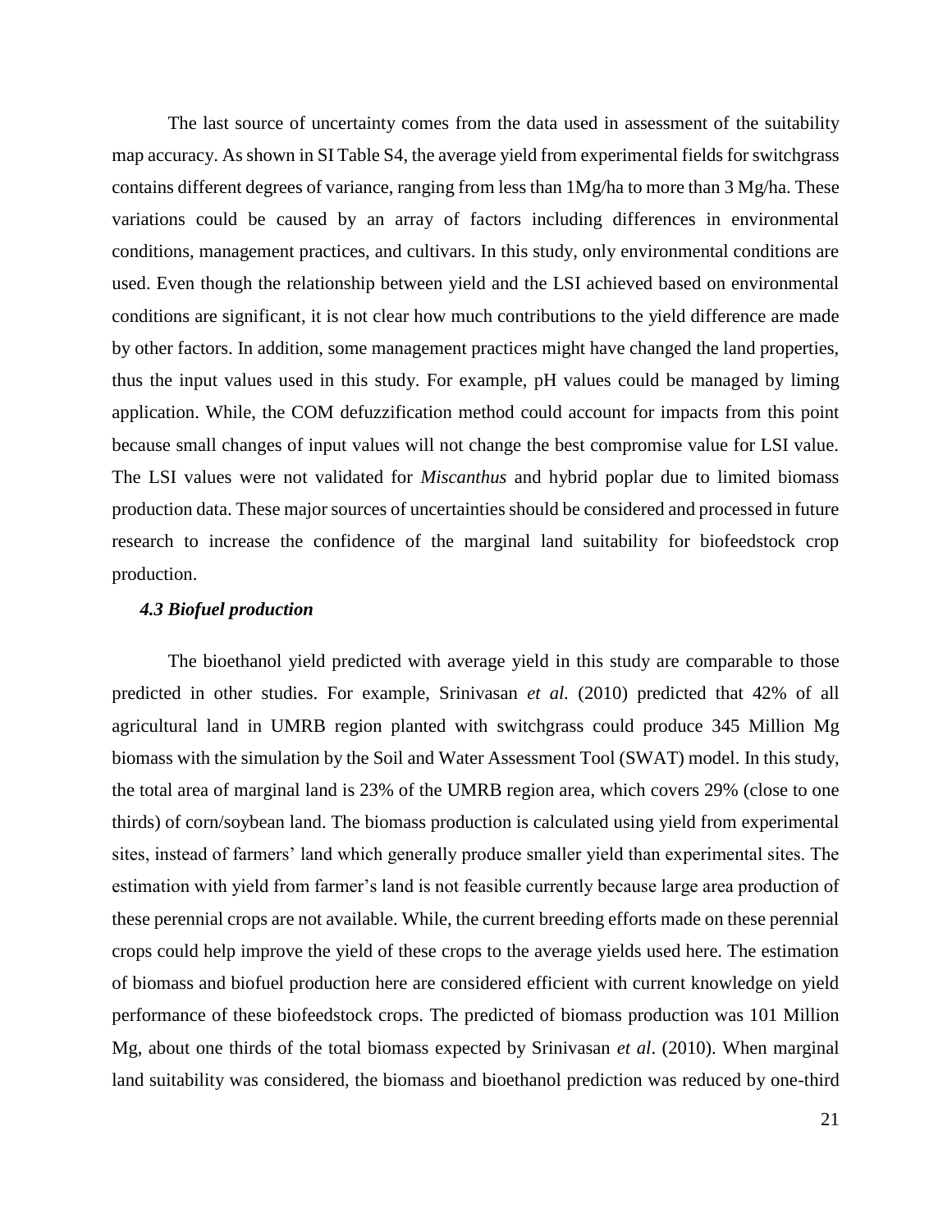The last source of uncertainty comes from the data used in assessment of the suitability map accuracy. As shown in SI Table S4, the average yield from experimental fields for switchgrass contains different degrees of variance, ranging from less than 1Mg/ha to more than 3 Mg/ha. These variations could be caused by an array of factors including differences in environmental conditions, management practices, and cultivars. In this study, only environmental conditions are used. Even though the relationship between yield and the LSI achieved based on environmental conditions are significant, it is not clear how much contributions to the yield difference are made by other factors. In addition, some management practices might have changed the land properties, thus the input values used in this study. For example, pH values could be managed by liming application. While, the COM defuzzification method could account for impacts from this point because small changes of input values will not change the best compromise value for LSI value. The LSI values were not validated for *Miscanthus* and hybrid poplar due to limited biomass production data. These major sources of uncertainties should be considered and processed in future research to increase the confidence of the marginal land suitability for biofeedstock crop production.

### *4.3 Biofuel production*

The bioethanol yield predicted with average yield in this study are comparable to those predicted in other studies. For example, Srinivasan *et al.* (2010) predicted that 42% of all agricultural land in UMRB region planted with switchgrass could produce 345 Million Mg biomass with the simulation by the Soil and Water Assessment Tool (SWAT) model. In this study, the total area of marginal land is 23% of the UMRB region area, which covers 29% (close to one thirds) of corn/soybean land. The biomass production is calculated using yield from experimental sites, instead of farmers' land which generally produce smaller yield than experimental sites. The estimation with yield from farmer's land is not feasible currently because large area production of these perennial crops are not available. While, the current breeding efforts made on these perennial crops could help improve the yield of these crops to the average yields used here. The estimation of biomass and biofuel production here are considered efficient with current knowledge on yield performance of these biofeedstock crops. The predicted of biomass production was 101 Million Mg, about one thirds of the total biomass expected by Srinivasan *et al*. (2010). When marginal land suitability was considered, the biomass and bioethanol prediction was reduced by one-third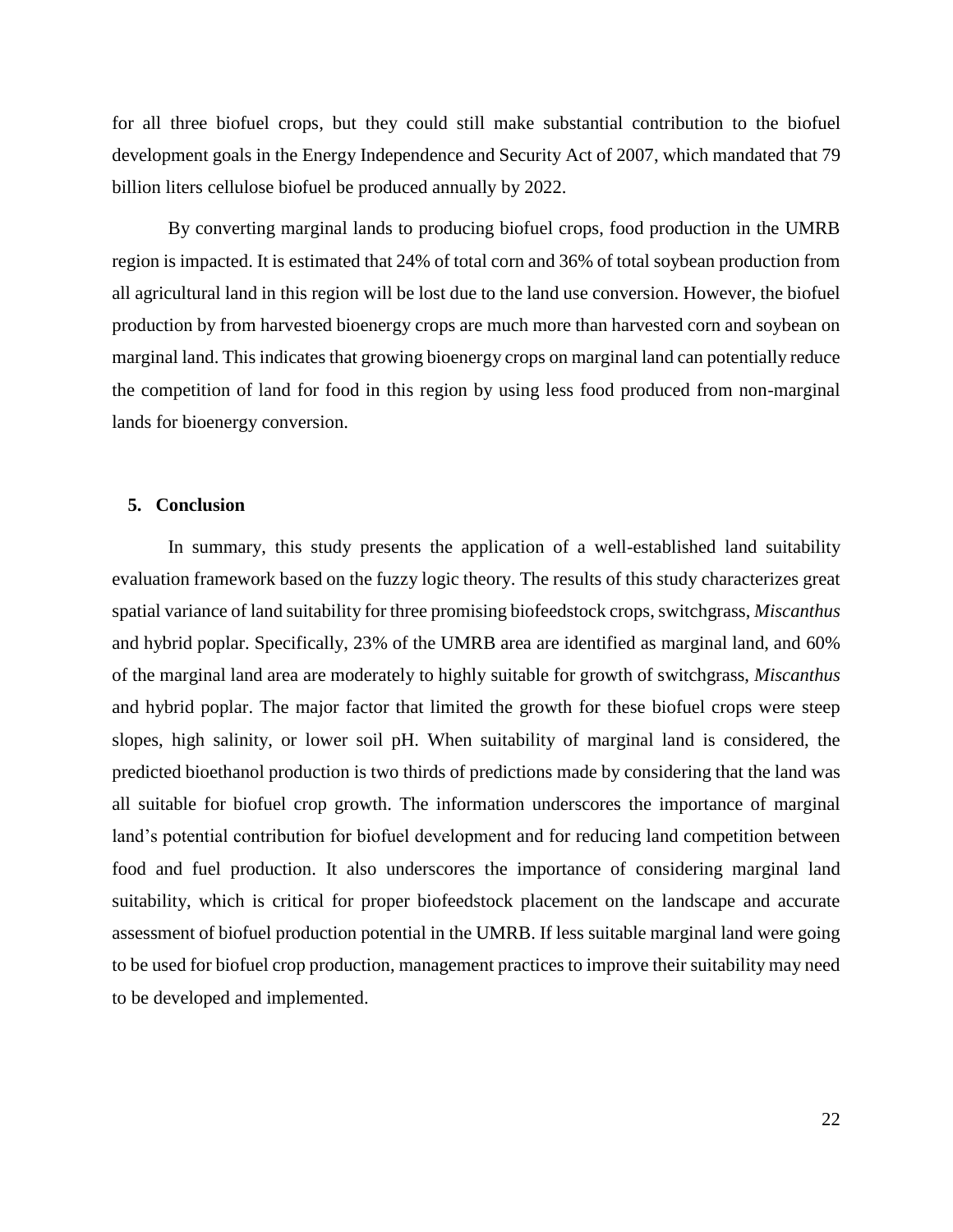for all three biofuel crops, but they could still make substantial contribution to the biofuel development goals in the Energy Independence and Security Act of 2007, which mandated that 79 billion liters cellulose biofuel be produced annually by 2022.

By converting marginal lands to producing biofuel crops, food production in the UMRB region is impacted. It is estimated that 24% of total corn and 36% of total soybean production from all agricultural land in this region will be lost due to the land use conversion. However, the biofuel production by from harvested bioenergy crops are much more than harvested corn and soybean on marginal land. This indicates that growing bioenergy crops on marginal land can potentially reduce the competition of land for food in this region by using less food produced from non-marginal lands for bioenergy conversion.

## 5. Conclusion

In summary, this study presents the application of a well-established land suitability evaluation framework based on the fuzzy logic theory. The results of this study characterizes great spatial variance of land suitability for three promising biofeedstock crops, switchgrass, *Miscanthus* and hybrid poplar. Specifically, 23% of the UMRB area are identified as marginal land, and 60% of the marginal land area are moderately to highly suitable for growth of switchgrass, *Miscanthus* and hybrid poplar. The major factor that limited the growth for these biofuel crops were steep slopes, high salinity, or lower soil pH. When suitability of marginal land is considered, the predicted bioethanol production is two thirds of predictions made by considering that the land was all suitable for biofuel crop growth. The information underscores the importance of marginal land's potential contribution for biofuel development and for reducing land competition between food and fuel production. It also underscores the importance of considering marginal land suitability, which is critical for proper biofeedstock placement on the landscape and accurate assessment of biofuel production potential in the UMRB. If less suitable marginal land were going to be used for biofuel crop production, management practices to improve their suitability may need to be developed and implemented.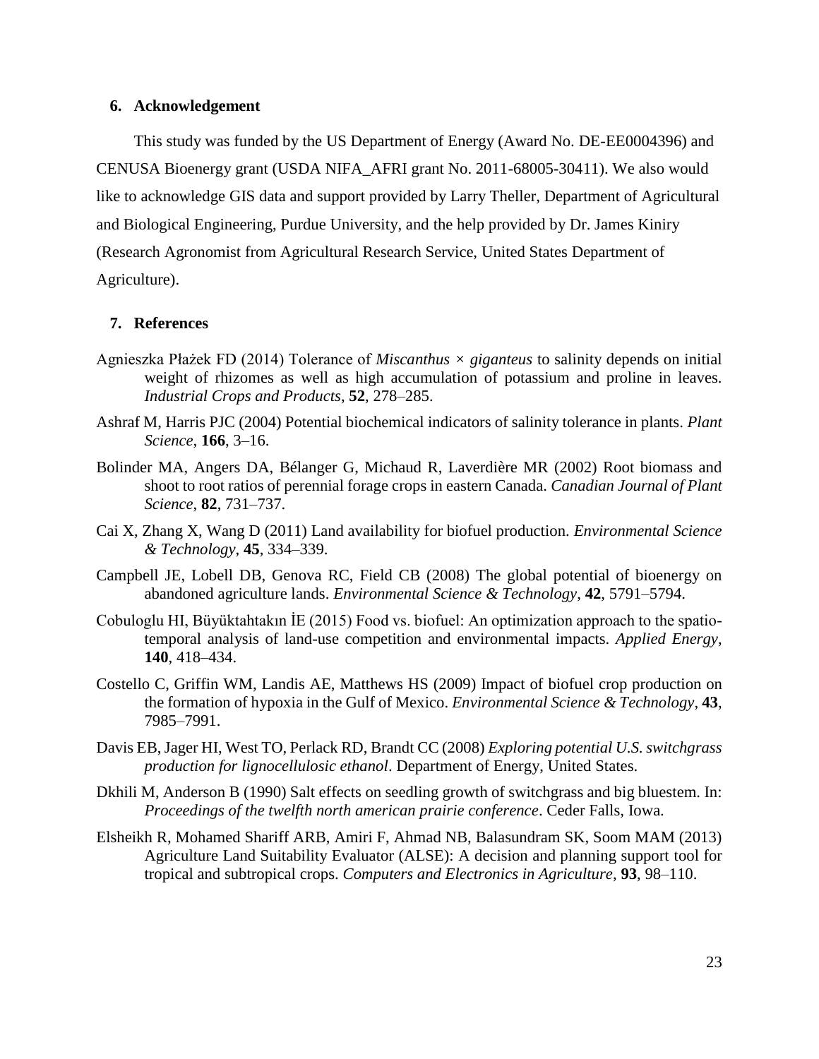## 6. Acknowledgement

This study was funded by the US Department of Energy (Award No. DE-EE0004396) and CENUSA Bioenergy grant (USDA NIFA_AFRI grant No. 2011-68005-30411). We also would like to acknowledge GIS data and support provided by Larry Theller, Department of Agricultural and Biological Engineering, Purdue University, and the help provided by Dr. James Kiniry (Research Agronomist from Agricultural Research Service, United States Department of Agriculture).

## 7. References

Agnieszka Płażek FD (2014) Tolerance of *Miscanthus × giganteus* to salinity depends on initial weight of rhizomes as well as high accumulation of potassium and proline in leaves. *Industrial Crops and Products*, **52**, 278–285.

Ashraf M, Harris PJC (2004) Potential biochemical indicators of salinity tolerance in plants. *Plant Science*, **166**, 3–16.

Bolinder MA, Angers DA, Bélanger G, Michaud R, Laverdière MR (2002) Root biomass and shoot to root ratios of perennial forage crops in eastern Canada. *Canadian Journal of Plant Science*, **82**, 731–737.

Cai X, Zhang X, Wang D (2011) Land availability for biofuel production. *Environmental Science & Technology*, **45**, 334–339.

Campbell JE, Lobell DB, Genova RC, Field CB (2008) The global potential of bioenergy on abandoned agriculture lands. *Environmental Science & Technology*, **42**, 5791–5794.

Cobuloglu HI, Büyüktahtakın İE (2015) Food vs. biofuel: An optimization approach to the spatio-temporal analysis of land-use competition and environmental impacts. *Applied Energy*, **140**, 418–434.

Costello C, Griffin WM, Landis AE, Matthews HS (2009) Impact of biofuel crop production on the formation of hypoxia in the Gulf of Mexico. *Environmental Science & Technology*, **43**, 7985–7991.

Davis EB, Jager HI, West TO, Perlack RD, Brandt CC (2008) *Exploring potential U.S. switchgrass production for lignocellulosic ethanol*. Department of Energy, United States.

Dkhili M, Anderson B (1990) Salt effects on seedling growth of switchgrass and big bluestem. In: *Proceedings of the twelfth north american prairie conference*. Ceder Falls, Iowa.

Elsheikh R, Mohamed Shariff ARB, Amiri F, Ahmad NB, Balasundram SK, Soom MAM (2013) Agriculture Land Suitability Evaluator (ALSE): A decision and planning support tool for tropical and subtropical crops. *Computers and Electronics in Agriculture*, **93**, 98–110.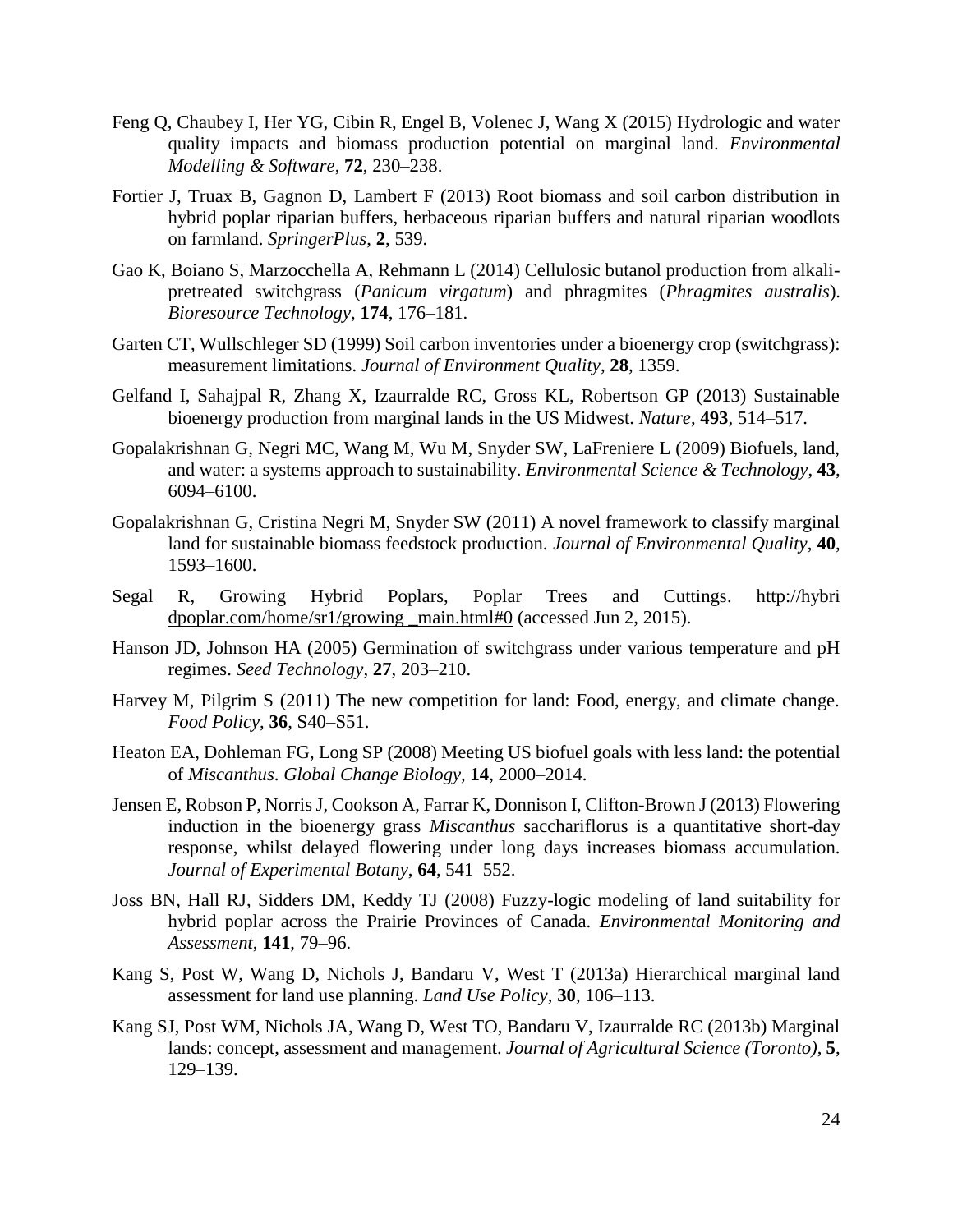Feng Q, Chaubey I, Her YG, Cibin R, Engel B, Volenec J, Wang X (2015) Hydrologic and water quality impacts and biomass production potential on marginal land. *Environmental Modelling & Software*, **72**, 230–238.

Fortier J, Truax B, Gagnon D, Lambert F (2013) Root biomass and soil carbon distribution in hybrid poplar riparian buffers, herbaceous riparian buffers and natural riparian woodlots on farmland. *SpringerPlus*, **2**, 539.

Gao K, Boiano S, Marzocchella A, Rehmann L (2014) Cellulosic butanol production from alkali-pretreated switchgrass (*Panicum virgatum*) and phragmites (*Phragmites australis*). *Bioresource Technology*, **174**, 176–181.

Garten CT, Wullschleger SD (1999) Soil carbon inventories under a bioenergy crop (switchgrass): measurement limitations. *Journal of Environment Quality*, **28**, 1359.

Gelfand I, Sahajpal R, Zhang X, Izaurralde RC, Gross KL, Robertson GP (2013) Sustainable bioenergy production from marginal lands in the US Midwest. *Nature*, **493**, 514–517.

Gopalakrishnan G, Negri MC, Wang M, Wu M, Snyder SW, LaFreniere L (2009) Biofuels, land, and water: a systems approach to sustainability. *Environmental Science & Technology*, **43**, 6094–6100.

Gopalakrishnan G, Cristina Negri M, Snyder SW (2011) A novel framework to classify marginal land for sustainable biomass feedstock production. *Journal of Environmental Quality*, **40**, 1593–1600.

Segal R, Growing Hybrid Poplars, Poplar Trees and Cuttings. http://hybridpoplar.com/home/sr1/growing _main.html#0 (accessed Jun 2, 2015).

Hanson JD, Johnson HA (2005) Germination of switchgrass under various temperature and pH regimes. *Seed Technology*, **27**, 203–210.

Harvey M, Pilgrim S (2011) The new competition for land: Food, energy, and climate change. *Food Policy*, **36**, S40–S51.

Heaton EA, Dohleman FG, Long SP (2008) Meeting US biofuel goals with less land: the potential of *Miscanthus*. *Global Change Biology*, **14**, 2000–2014.

Jensen E, Robson P, Norris J, Cookson A, Farrar K, Donnison I, Clifton-Brown J (2013) Flowering induction in the bioenergy grass *Miscanthus* sacchariflorus is a quantitative short-day response, whilst delayed flowering under long days increases biomass accumulation. *Journal of Experimental Botany*, **64**, 541–552.

Joss BN, Hall RJ, Sidders DM, Keddy TJ (2008) Fuzzy-logic modeling of land suitability for hybrid poplar across the Prairie Provinces of Canada. *Environmental Monitoring and Assessment*, **141**, 79–96.

Kang S, Post W, Wang D, Nichols J, Bandaru V, West T (2013a) Hierarchical marginal land assessment for land use planning. *Land Use Policy*, **30**, 106–113.

Kang SJ, Post WM, Nichols JA, Wang D, West TO, Bandaru V, Izaurralde RC (2013b) Marginal lands: concept, assessment and management. *Journal of Agricultural Science (Toronto)*, **5**, 129–139.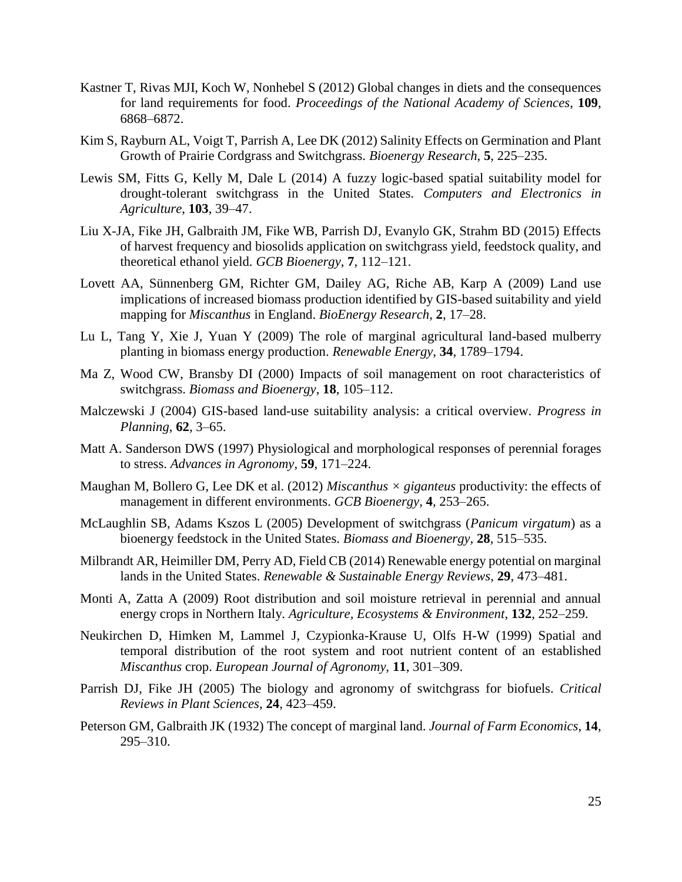Kastner T, Rivas MJI, Koch W, Nonhebel S (2012) Global changes in diets and the consequences for land requirements for food. *Proceedings of the National Academy of Sciences*, **109**, 6868–6872.

Kim S, Rayburn AL, Voigt T, Parrish A, Lee DK (2012) Salinity Effects on Germination and Plant Growth of Prairie Cordgrass and Switchgrass. *Bioenergy Research*, **5**, 225–235.

Lewis SM, Fitts G, Kelly M, Dale L (2014) A fuzzy logic-based spatial suitability model for drought-tolerant switchgrass in the United States. *Computers and Electronics in Agriculture*, **103**, 39–47.

Liu X-JA, Fike JH, Galbraith JM, Fike WB, Parrish DJ, Evanylo GK, Strahm BD (2015) Effects of harvest frequency and biosolids application on switchgrass yield, feedstock quality, and theoretical ethanol yield. *GCB Bioenergy*, **7**, 112–121.

Lovett AA, Sünnenberg GM, Richter GM, Dailey AG, Riche AB, Karp A (2009) Land use implications of increased biomass production identified by GIS-based suitability and yield mapping for *Miscanthus* in England. *BioEnergy Research*, **2**, 17–28.

Lu L, Tang Y, Xie J, Yuan Y (2009) The role of marginal agricultural land-based mulberry planting in biomass energy production. *Renewable Energy*, **34**, 1789–1794.

Ma Z, Wood CW, Bransby DI (2000) Impacts of soil management on root characteristics of switchgrass. *Biomass and Bioenergy*, **18**, 105–112.

Malczewski J (2004) GIS-based land-use suitability analysis: a critical overview. *Progress in Planning*, **62**, 3–65.

Matt A. Sanderson DWS (1997) Physiological and morphological responses of perennial forages to stress. *Advances in Agronomy*, **59**, 171–224.

Maughan M, Bollero G, Lee DK et al. (2012) *Miscanthus × giganteus* productivity: the effects of management in different environments. *GCB Bioenergy*, **4**, 253–265.

McLaughlin SB, Adams Kszos L (2005) Development of switchgrass (*Panicum virgatum*) as a bioenergy feedstock in the United States. *Biomass and Bioenergy*, **28**, 515–535.

Milbrandt AR, Heimiller DM, Perry AD, Field CB (2014) Renewable energy potential on marginal lands in the United States. *Renewable & Sustainable Energy Reviews*, **29**, 473–481.

Monti A, Zatta A (2009) Root distribution and soil moisture retrieval in perennial and annual energy crops in Northern Italy. *Agriculture, Ecosystems & Environment*, **132**, 252–259.

Neukirchen D, Himken M, Lammel J, Czypionka-Krause U, Olfs H-W (1999) Spatial and temporal distribution of the root system and root nutrient content of an established *Miscanthus* crop. *European Journal of Agronomy*, **11**, 301–309.

Parrish DJ, Fike JH (2005) The biology and agronomy of switchgrass for biofuels. *Critical Reviews in Plant Sciences*, **24**, 423–459.

Peterson GM, Galbraith JK (1932) The concept of marginal land. *Journal of Farm Economics*, **14**, 295–310.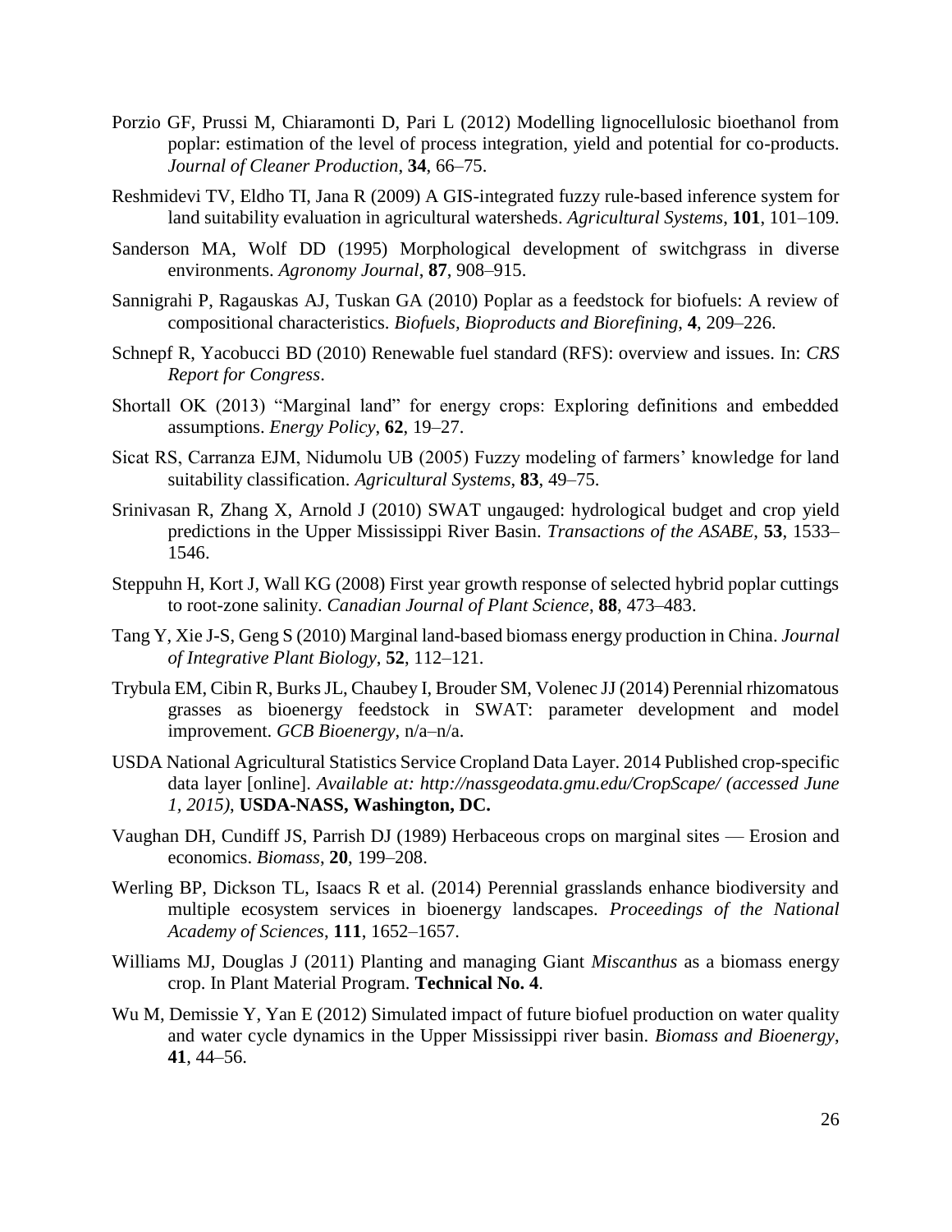Porzio GF, Prussi M, Chiaramonti D, Pari L (2012) Modelling lignocellulosic bioethanol from poplar: estimation of the level of process integration, yield and potential for co-products. *Journal of Cleaner Production*, **34**, 66–75.

Reshmidevi TV, Eldho TI, Jana R (2009) A GIS-integrated fuzzy rule-based inference system for land suitability evaluation in agricultural watersheds. *Agricultural Systems*, **101**, 101–109.

Sanderson MA, Wolf DD (1995) Morphological development of switchgrass in diverse environments. *Agronomy Journal*, **87**, 908–915.

Sannigrahi P, Ragauskas AJ, Tuskan GA (2010) Poplar as a feedstock for biofuels: A review of compositional characteristics. *Biofuels, Bioproducts and Biorefining*, **4**, 209–226.

Schnepf R, Yacobucci BD (2010) Renewable fuel standard (RFS): overview and issues. In: *CRS Report for Congress*.

Shortall OK (2013) "Marginal land" for energy crops: Exploring definitions and embedded assumptions. *Energy Policy*, **62**, 19–27.

Sicat RS, Carranza EJM, Nidumolu UB (2005) Fuzzy modeling of farmers' knowledge for land suitability classification. *Agricultural Systems*, **83**, 49–75.

Srinivasan R, Zhang X, Arnold J (2010) SWAT ungauged: hydrological budget and crop yield predictions in the Upper Mississippi River Basin. *Transactions of the ASABE*, **53**, 1533–1546.

Steppuhn H, Kort J, Wall KG (2008) First year growth response of selected hybrid poplar cuttings to root-zone salinity. *Canadian Journal of Plant Science*, **88**, 473–483.

Tang Y, Xie J-S, Geng S (2010) Marginal land-based biomass energy production in China. *Journal of Integrative Plant Biology*, **52**, 112–121.

Trybula EM, Cibin R, Burks JL, Chaubey I, Brouder SM, Volenec JJ (2014) Perennial rhizomatous grasses as bioenergy feedstock in SWAT: parameter development and model improvement. *GCB Bioenergy*, n/a–n/a.

USDA National Agricultural Statistics Service Cropland Data Layer. 2014 Published crop-specific data layer [online]. *Available at: http://nassgeodata.gmu.edu/CropScape/ (accessed June 1, 2015)*, **USDA-NASS, Washington, DC.**

Vaughan DH, Cundiff JS, Parrish DJ (1989) Herbaceous crops on marginal sites — Erosion and economics. *Biomass*, **20**, 199–208.

Werling BP, Dickson TL, Isaacs R et al. (2014) Perennial grasslands enhance biodiversity and multiple ecosystem services in bioenergy landscapes. *Proceedings of the National Academy of Sciences*, **111**, 1652–1657.

Williams MJ, Douglas J (2011) Planting and managing Giant *Miscanthus* as a biomass energy crop. In Plant Material Program. **Technical No. 4**.

Wu M, Demissie Y, Yan E (2012) Simulated impact of future biofuel production on water quality and water cycle dynamics in the Upper Mississippi river basin. *Biomass and Bioenergy*, **41**, 44–56.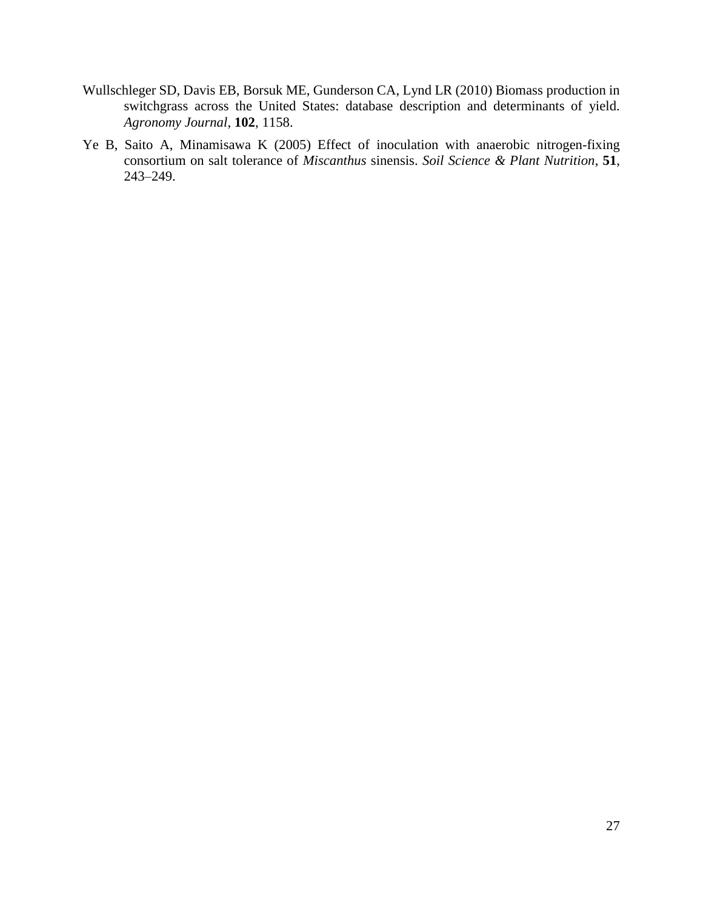Wullschleger SD, Davis EB, Borsuk ME, Gunderson CA, Lynd LR (2010) Biomass production in switchgrass across the United States: database description and determinants of yield. *Agronomy Journal*, **102**, 1158.

Ye B, Saito A, Minamisawa K (2005) Effect of inoculation with anaerobic nitrogen-fixing consortium on salt tolerance of *Miscanthus* sinensis. *Soil Science & Plant Nutrition*, **51**, 243–249.